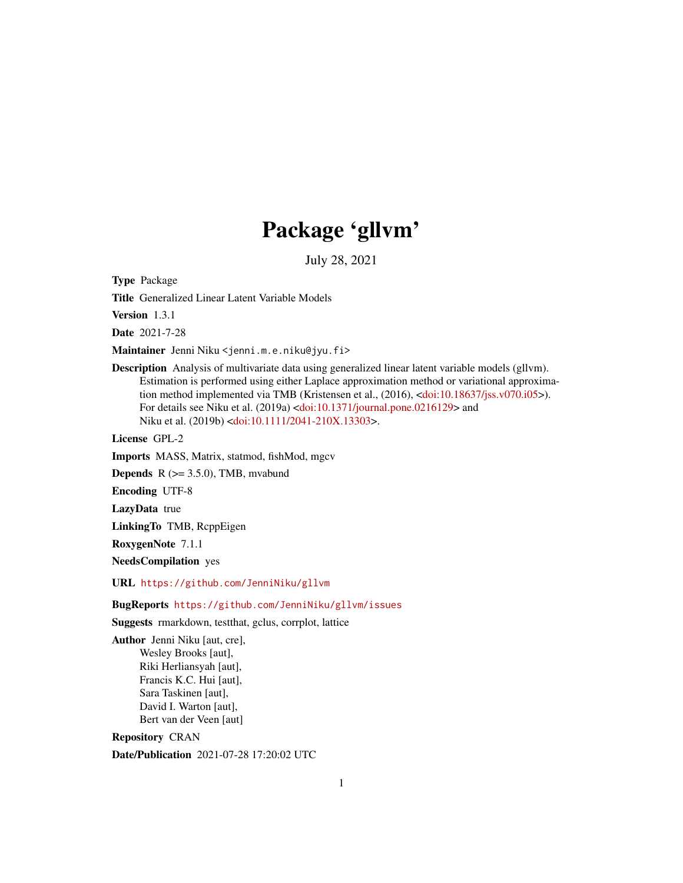# Package 'gllvm'

July 28, 2021

**Type** Package

**Title** Generalized Linear Latent Variable Models

**Version** 1.3.1

**Date** 2021-7-28

**Maintainer** Jenni Niku <jenni.m.e.niku@jyu.fi>

**Description** Analysis of multivariate data using generalized linear latent variable models (gllvm). Estimation is performed using either Laplace approximation method or variational approximation method implemented via TMB (Kristensen et al., (2016), <doi:10.18637/jss.v070.i05>). For details see Niku et al. (2019a) <doi:10.1371/journal.pone.0216129> and Niku et al. (2019b) <doi:10.1111/2041-210X.13303>.

**License** GPL-2

**Imports** MASS, Matrix, statmod, fishMod, mgcv

**Depends** R (>= 3.5.0), TMB, mvabund

**Encoding** UTF-8

**LazyData** true

**LinkingTo** TMB, RcppEigen

**RoxygenNote** 7.1.1

**NeedsCompilation** yes

**URL** https://github.com/JenniNiku/gllvm

**BugReports** https://github.com/JenniNiku/gllvm/issues

**Suggests** rmarkdown, testthat, gclus, corrplot, lattice

**Author** Jenni Niku [aut, cre],
Wesley Brooks [aut],
Riki Herliansyah [aut],
Francis K.C. Hui [aut],
Sara Taskinen [aut],
David I. Warton [aut],
Bert van der Veen [aut]

**Repository** CRAN

**Date/Publication** 2021-07-28 17:20:02 UTC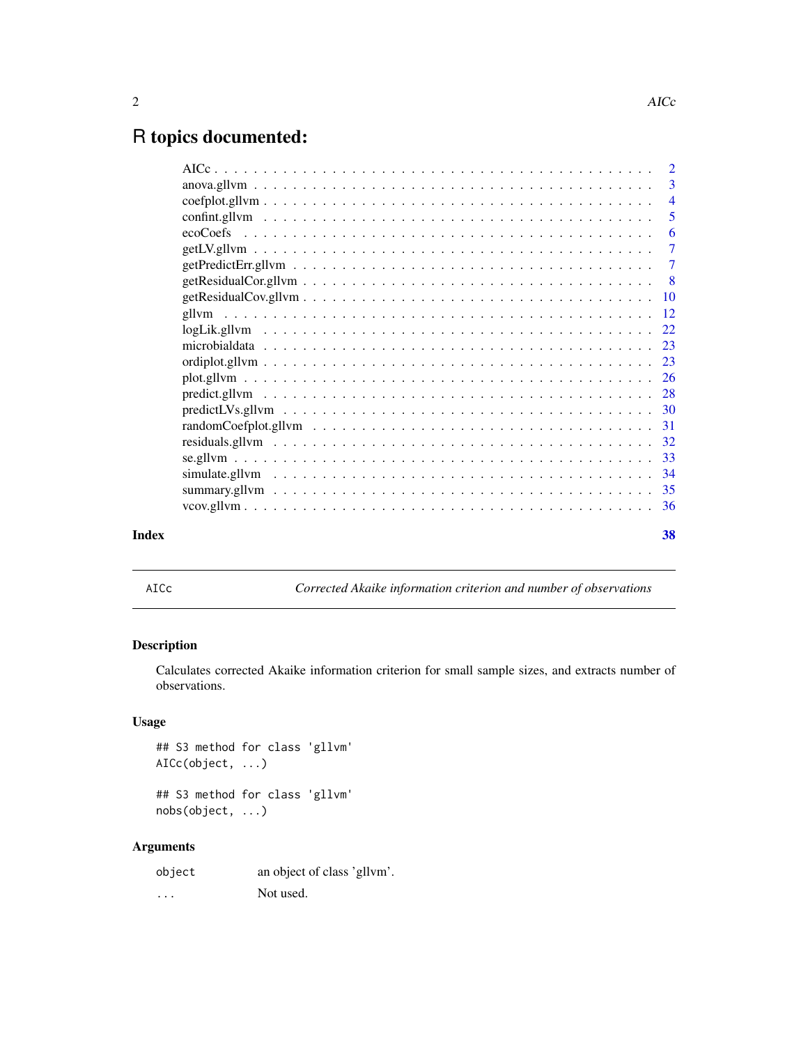# R topics documented:

| | |
|---|---|
| AICc | 2 |
| anova.gllvm | 3 |
| coefplot.gllvm | 4 |
| confint.gllvm | 5 |
| ecoCoefs | 6 |
| getLV.gllvm | 7 |
| getPredictErr.gllvm | 7 |
| getResidualCor.gllvm | 8 |
| getResidualCov.gllvm | 10 |
| gllvm | 12 |
| logLik.gllvm | 22 |
| microbialdata | 23 |
| ordiplot.gllvm | 23 |
| plot.gllvm | 26 |
| predict.gllvm | 28 |
| predictLVs.gllvm | 30 |
| randomCoefplot.gllvm | 31 |
| residuals.gllvm | 32 |
| se.gllvm | 33 |
| simulate.gllvm | 34 |
| summary.gllvm | 35 |
| vcov.gllvm | 36 |
| **Index** | **38** |

---

AICc — *Corrected Akaike information criterion and number of observations*

---

### Description

Calculates corrected Akaike information criterion for small sample sizes, and extracts number of observations.

### Usage

```
## S3 method for class 'gllvm'
AICc(object, ...)

## S3 method for class 'gllvm'
nobs(object, ...)
```

### Arguments

| | |
|---|---|
| `object` | an object of class 'gllvm'. |
| `...` | Not used. |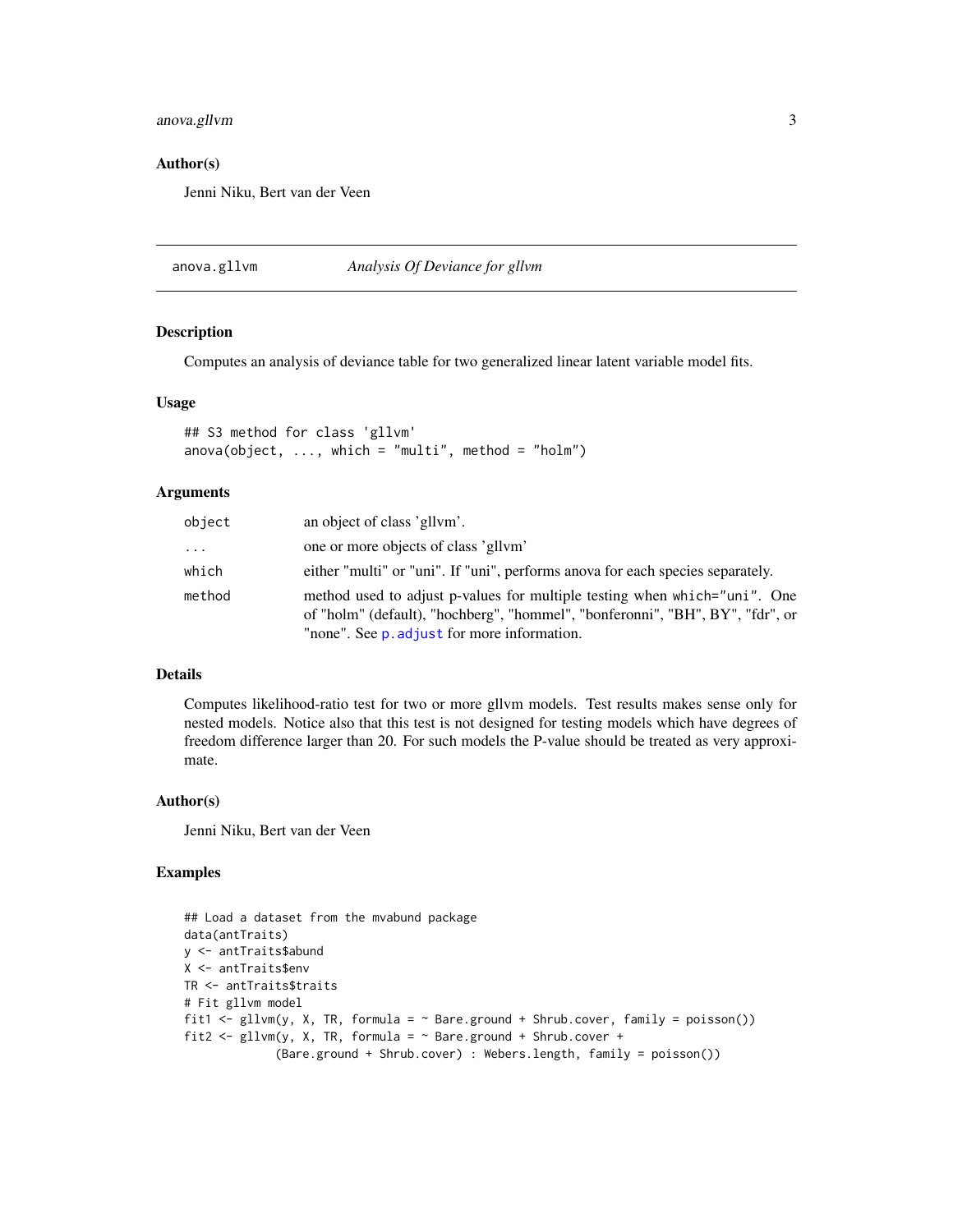## Author(s)

Jenni Niku, Bert van der Veen

---

# anova.gllvm — *Analysis Of Deviance for gllvm*

## Description

Computes an analysis of deviance table for two generalized linear latent variable model fits.

## Usage

```
## S3 method for class 'gllvm'
anova(object, ..., which = "multi", method = "holm")
```

## Arguments

| | |
|---|---|
| `object` | an object of class 'gllvm'. |
| `...` | one or more objects of class 'gllvm' |
| `which` | either "multi" or "uni". If "uni", performs anova for each species separately. |
| `method` | method used to adjust p-values for multiple testing when `which="uni"`. One of "holm" (default), "hochberg", "hommel", "bonferonni", "BH", BY", "fdr", or "none". See `p.adjust` for more information. |

## Details

Computes likelihood-ratio test for two or more gllvm models. Test results makes sense only for nested models. Notice also that this test is not designed for testing models which have degrees of freedom difference larger than 20. For such models the P-value should be treated as very approximate.

## Author(s)

Jenni Niku, Bert van der Veen

## Examples

```
## Load a dataset from the mvabund package
data(antTraits)
y <- antTraits$abund
X <- antTraits$env
TR <- antTraits$traits
# Fit gllvm model
fit1 <- gllvm(y, X, TR, formula = ~ Bare.ground + Shrub.cover, family = poisson())
fit2 <- gllvm(y, X, TR, formula = ~ Bare.ground + Shrub.cover +
            (Bare.ground + Shrub.cover) : Webers.length, family = poisson())
```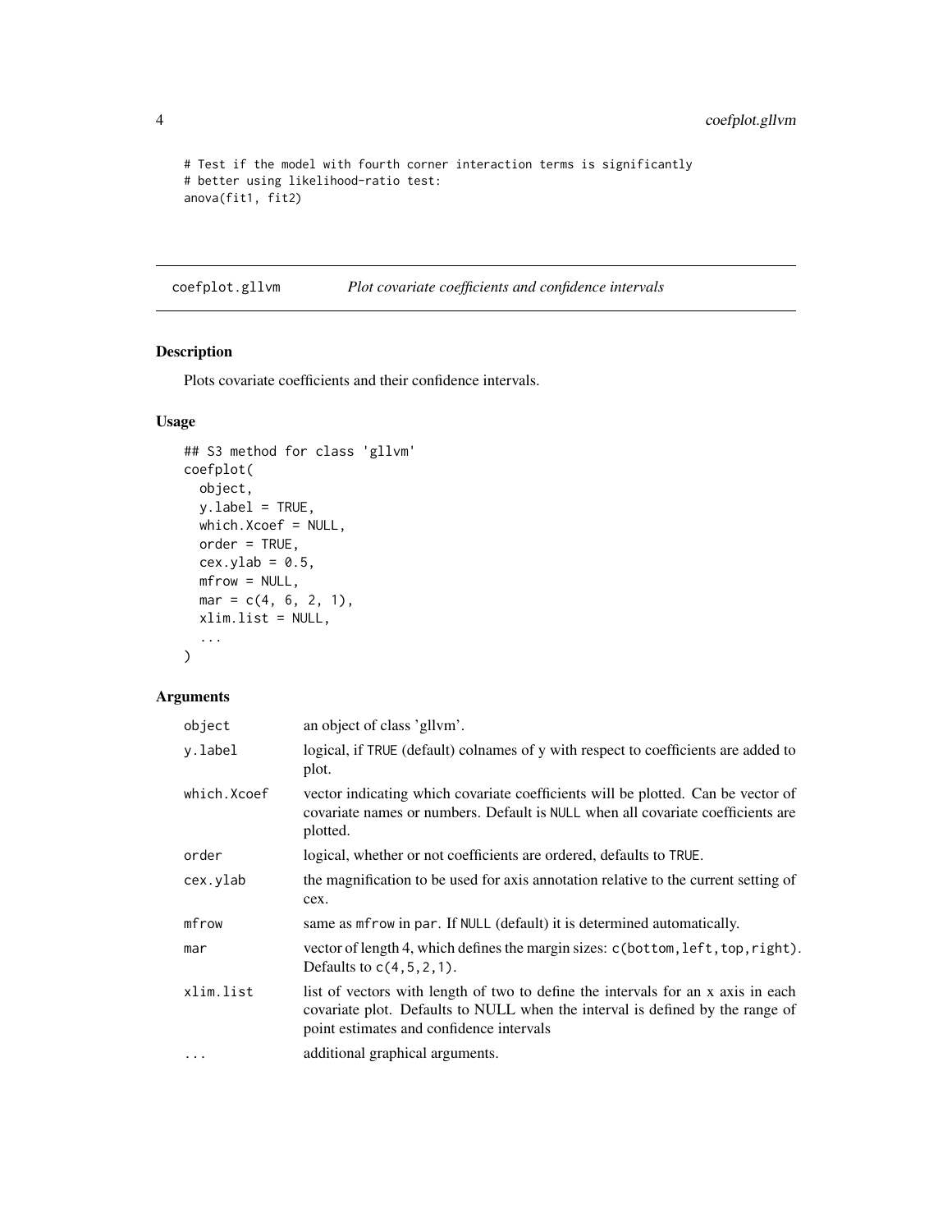```
# Test if the model with fourth corner interaction terms is significantly
# better using likelihood-ratio test:
anova(fit1, fit2)
```

## coefplot.gllvm — *Plot covariate coefficients and confidence intervals*

### Description

Plots covariate coefficients and their confidence intervals.

### Usage

```
## S3 method for class 'gllvm'
coefplot(
  object,
  y.label = TRUE,
  which.Xcoef = NULL,
  order = TRUE,
  cex.ylab = 0.5,
  mfrow = NULL,
  mar = c(4, 6, 2, 1),
  xlim.list = NULL,
  ...
)
```

### Arguments

| | |
|---|---|
| `object` | an object of class 'gllvm'. |
| `y.label` | logical, if `TRUE` (default) colnames of y with respect to coefficients are added to plot. |
| `which.Xcoef` | vector indicating which covariate coefficients will be plotted. Can be vector of covariate names or numbers. Default is `NULL` when all covariate coefficients are plotted. |
| `order` | logical, whether or not coefficients are ordered, defaults to `TRUE`. |
| `cex.ylab` | the magnification to be used for axis annotation relative to the current setting of cex. |
| `mfrow` | same as `mfrow` in `par`. If `NULL` (default) it is determined automatically. |
| `mar` | vector of length 4, which defines the margin sizes: `c(bottom,left,top,right)`. Defaults to `c(4,5,2,1)`. |
| `xlim.list` | list of vectors with length of two to define the intervals for an x axis in each covariate plot. Defaults to NULL when the interval is defined by the range of point estimates and confidence intervals |
| `...` | additional graphical arguments. |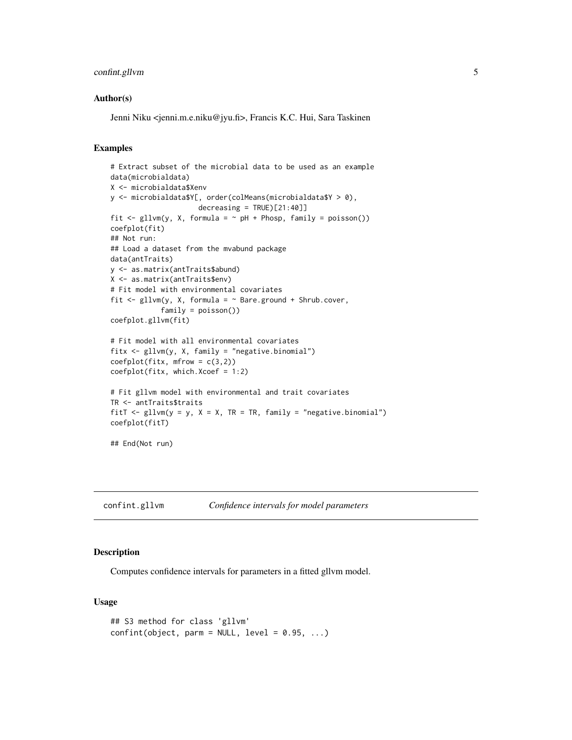### Author(s)

Jenni Niku <jenni.m.e.niku@jyu.fi>, Francis K.C. Hui, Sara Taskinen

### Examples

```
# Extract subset of the microbial data to be used as an example
data(microbialdata)
X <- microbialdata$Xenv
y <- microbialdata$Y[, order(colMeans(microbialdata$Y > 0),
                     decreasing = TRUE)[21:40]]
fit <- gllvm(y, X, formula = ~ pH + Phosp, family = poisson())
coefplot(fit)
## Not run:
## Load a dataset from the mvabund package
data(antTraits)
y <- as.matrix(antTraits$abund)
X <- as.matrix(antTraits$env)
# Fit model with environmental covariates
fit <- gllvm(y, X, formula = ~ Bare.ground + Shrub.cover,
            family = poisson())
coefplot.gllvm(fit)

# Fit model with all environmental covariates
fitx <- gllvm(y, X, family = "negative.binomial")
coefplot(fitx, mfrow = c(3,2))
coefplot(fitx, which.Xcoef = 1:2)

# Fit gllvm model with environmental and trait covariates
TR <- antTraits$traits
fitT <- gllvm(y = y, X = X, TR = TR, family = "negative.binomial")
coefplot(fitT)

## End(Not run)
```

---

## confint.gllvm — *Confidence intervals for model parameters*

### Description

Computes confidence intervals for parameters in a fitted gllvm model.

### Usage

```
## S3 method for class 'gllvm'
confint(object, parm = NULL, level = 0.95, ...)
```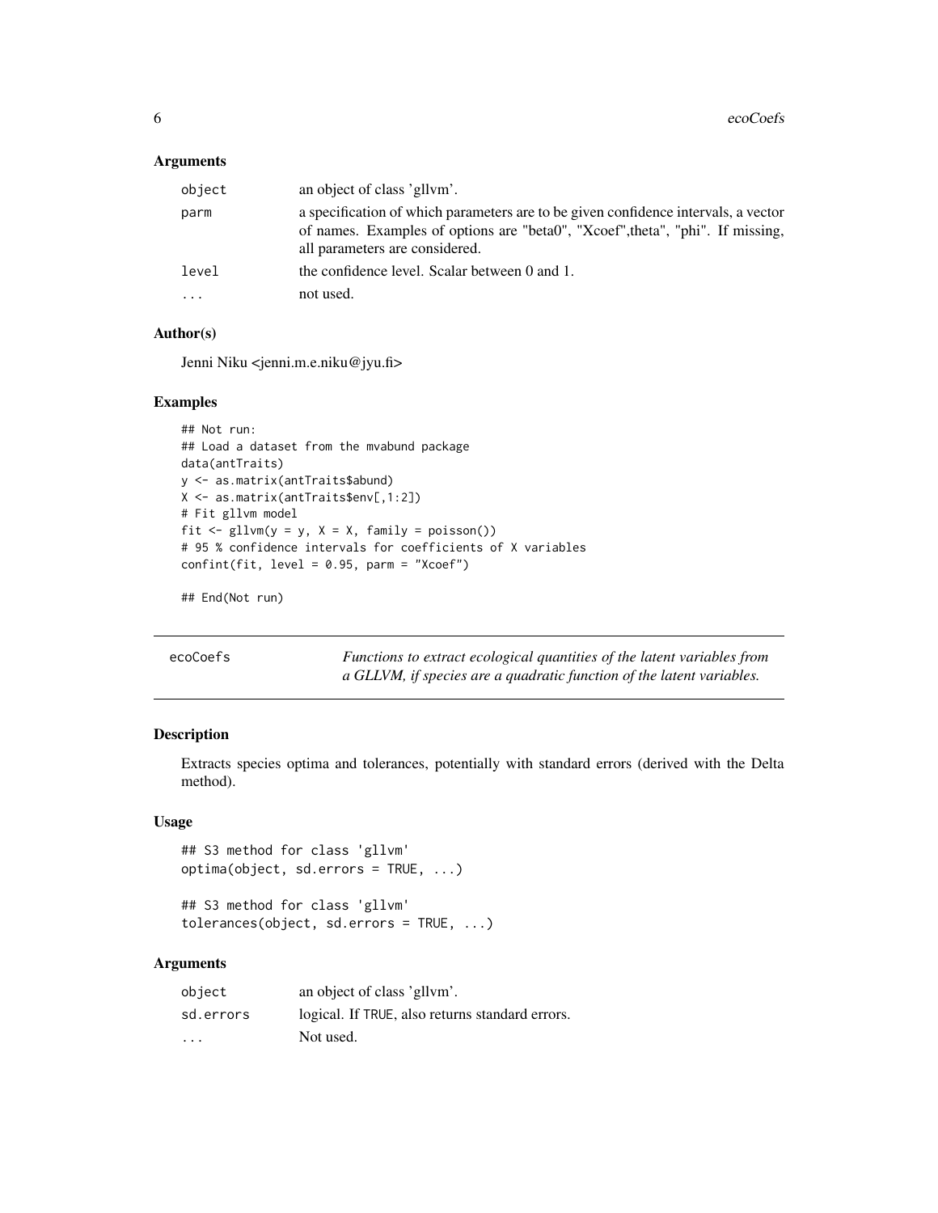### Arguments

| | |
|---|---|
| `object` | an object of class 'gllvm'. |
| `parm` | a specification of which parameters are to be given confidence intervals, a vector of names. Examples of options are "beta0", "Xcoef",theta", "phi". If missing, all parameters are considered. |
| `level` | the confidence level. Scalar between 0 and 1. |
| `...` | not used. |

### Author(s)

Jenni Niku <jenni.m.e.niku@jyu.fi>

### Examples

```
## Not run:
## Load a dataset from the mvabund package
data(antTraits)
y <- as.matrix(antTraits$abund)
X <- as.matrix(antTraits$env[,1:2])
# Fit gllvm model
fit <- gllvm(y = y, X = X, family = poisson())
# 95 % confidence intervals for coefficients of X variables
confint(fit, level = 0.95, parm = "Xcoef")

## End(Not run)
```

---

## ecoCoefs

*Functions to extract ecological quantities of the latent variables from a GLLVM, if species are a quadratic function of the latent variables.*

---

### Description

Extracts species optima and tolerances, potentially with standard errors (derived with the Delta method).

### Usage

```
## S3 method for class 'gllvm'
optima(object, sd.errors = TRUE, ...)

## S3 method for class 'gllvm'
tolerances(object, sd.errors = TRUE, ...)
```

### Arguments

| | |
|---|---|
| `object` | an object of class 'gllvm'. |
| `sd.errors` | logical. If `TRUE`, also returns standard errors. |
| `...` | Not used. |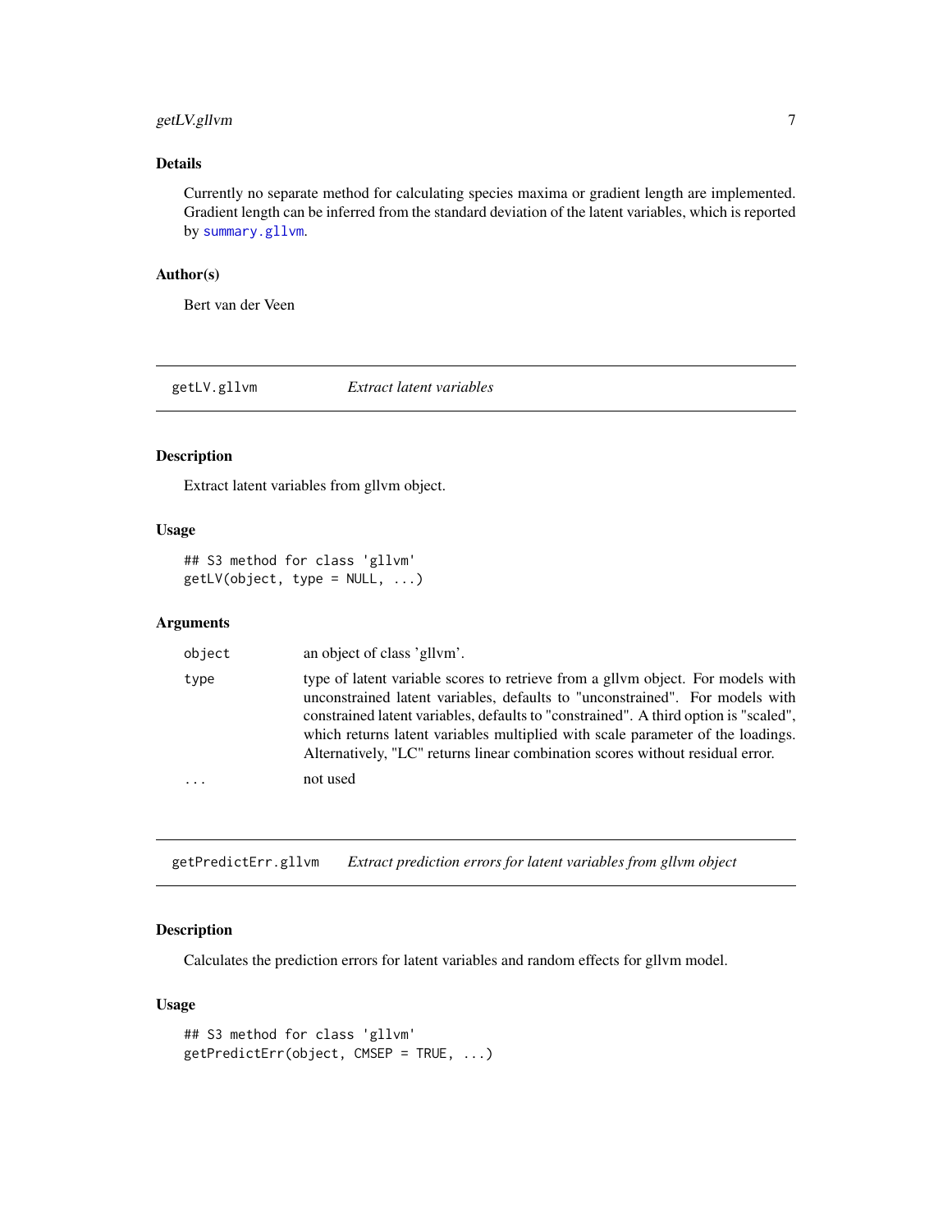## Details

Currently no separate method for calculating species maxima or gradient length are implemented. Gradient length can be inferred from the standard deviation of the latent variables, which is reported by `summary.gllvm`.

## Author(s)

Bert van der Veen

---

# getLV.gllvm — *Extract latent variables*

## Description

Extract latent variables from gllvm object.

## Usage

```
## S3 method for class 'gllvm'
getLV(object, type = NULL, ...)
```

## Arguments

| | |
|---|---|
| `object` | an object of class 'gllvm'. |
| `type` | type of latent variable scores to retrieve from a gllvm object. For models with unconstrained latent variables, defaults to "unconstrained". For models with constrained latent variables, defaults to "constrained". A third option is "scaled", which returns latent variables multiplied with scale parameter of the loadings. Alternatively, "LC" returns linear combination scores without residual error. |
| `...` | not used |

---

# getPredictErr.gllvm — *Extract prediction errors for latent variables from gllvm object*

## Description

Calculates the prediction errors for latent variables and random effects for gllvm model.

## Usage

```
## S3 method for class 'gllvm'
getPredictErr(object, CMSEP = TRUE, ...)
```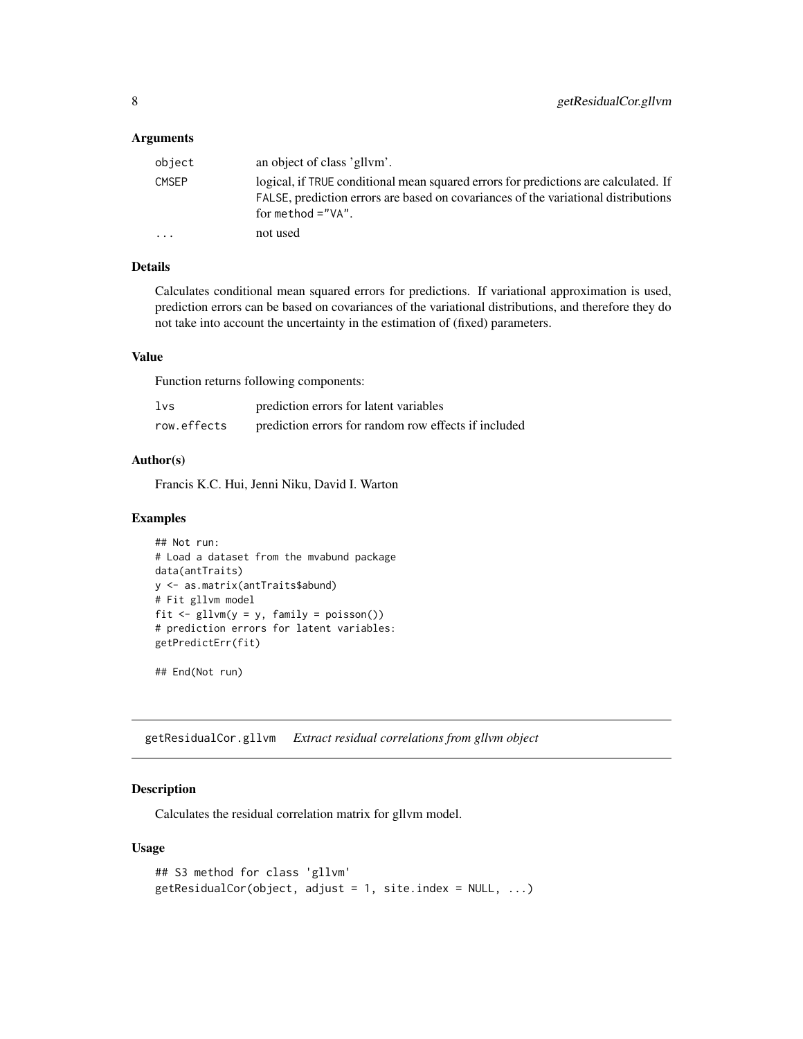### Arguments

| | |
|---|---|
| object | an object of class 'gllvm'. |
| CMSEP | logical, if TRUE conditional mean squared errors for predictions are calculated. If FALSE, prediction errors are based on covariances of the variational distributions for method ="VA". |
| ... | not used |

### Details

Calculates conditional mean squared errors for predictions. If variational approximation is used, prediction errors can be based on covariances of the variational distributions, and therefore they do not take into account the uncertainty in the estimation of (fixed) parameters.

### Value

Function returns following components:

| | |
|---|---|
| lvs | prediction errors for latent variables |
| row.effects | prediction errors for random row effects if included |

### Author(s)

Francis K.C. Hui, Jenni Niku, David I. Warton

### Examples

```
## Not run:
# Load a dataset from the mvabund package
data(antTraits)
y <- as.matrix(antTraits$abund)
# Fit gllvm model
fit <- gllvm(y = y, family = poisson())
# prediction errors for latent variables:
getPredictErr(fit)

## End(Not run)
```

---

## getResidualCor.gllvm *Extract residual correlations from gllvm object*

### Description

Calculates the residual correlation matrix for gllvm model.

### Usage

```
## S3 method for class 'gllvm'
getResidualCor(object, adjust = 1, site.index = NULL, ...)
```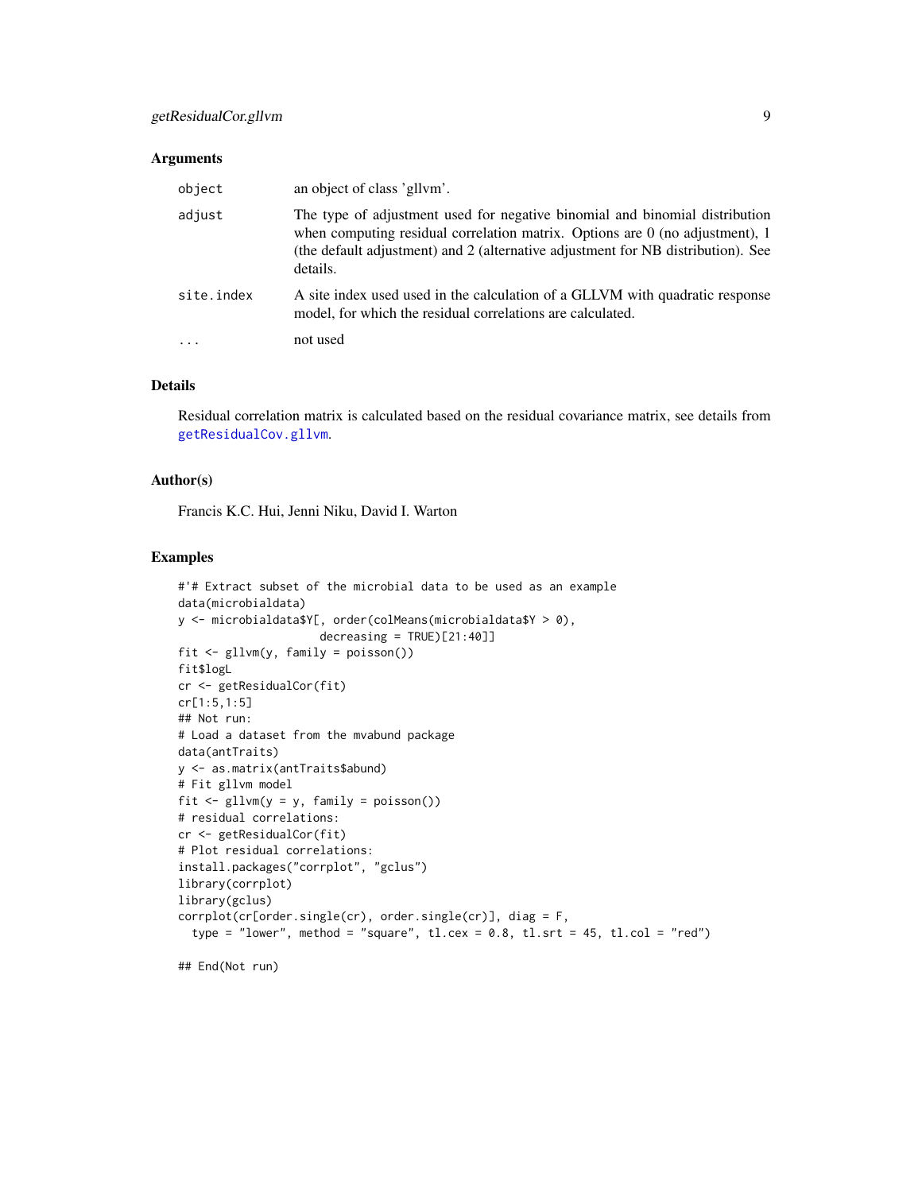### Arguments

| | |
|---|---|
| object | an object of class 'gllvm'. |
| adjust | The type of adjustment used for negative binomial and binomial distribution when computing residual correlation matrix. Options are 0 (no adjustment), 1 (the default adjustment) and 2 (alternative adjustment for NB distribution). See details. |
| site.index | A site index used used in the calculation of a GLLVM with quadratic response model, for which the residual correlations are calculated. |
| ... | not used |

### Details

Residual correlation matrix is calculated based on the residual covariance matrix, see details from getResidualCov.gllvm.

### Author(s)

Francis K.C. Hui, Jenni Niku, David I. Warton

### Examples

```
#'# Extract subset of the microbial data to be used as an example
data(microbialdata)
y <- microbialdata$Y[, order(colMeans(microbialdata$Y > 0),
                     decreasing = TRUE)[21:40]]
fit <- gllvm(y, family = poisson())
fit$logL
cr <- getResidualCor(fit)
cr[1:5,1:5]
## Not run:
# Load a dataset from the mvabund package
data(antTraits)
y <- as.matrix(antTraits$abund)
# Fit gllvm model
fit <- gllvm(y = y, family = poisson())
# residual correlations:
cr <- getResidualCor(fit)
# Plot residual correlations:
install.packages("corrplot", "gclus")
library(corrplot)
library(gclus)
corrplot(cr[order.single(cr), order.single(cr)], diag = F,
  type = "lower", method = "square", tl.cex = 0.8, tl.srt = 45, tl.col = "red")

## End(Not run)
```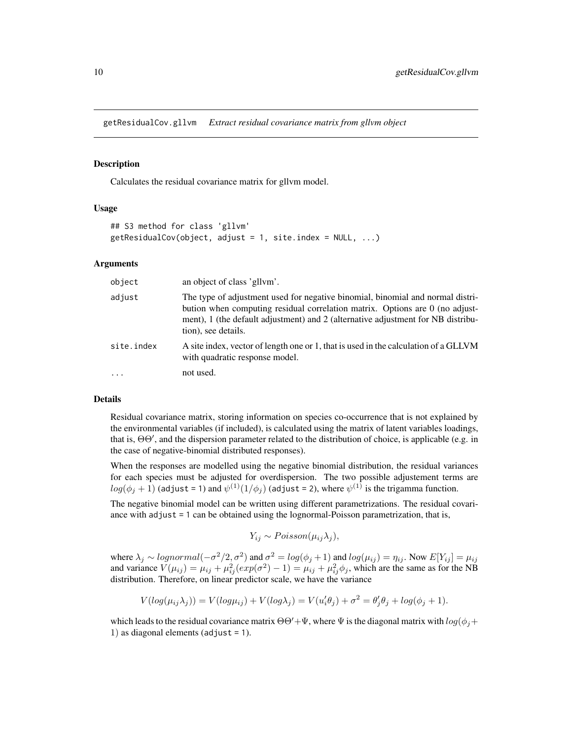## getResidualCov.gllvm *Extract residual covariance matrix from gllvm object*

### Description

Calculates the residual covariance matrix for gllvm model.

### Usage

```
## S3 method for class 'gllvm'
getResidualCov(object, adjust = 1, site.index = NULL, ...)
```

### Arguments

| | |
|---|---|
| object | an object of class 'gllvm'. |
| adjust | The type of adjustment used for negative binomial, binomial and normal distribution when computing residual correlation matrix. Options are 0 (no adjustment), 1 (the default adjustment) and 2 (alternative adjustment for NB distribution), see details. |
| site.index | A site index, vector of length one or 1, that is used in the calculation of a GLLVM with quadratic response model. |
| ... | not used. |

### Details

Residual covariance matrix, storing information on species co-occurrence that is not explained by the environmental variables (if included), is calculated using the matrix of latent variables loadings, that is, $\Theta\Theta'$, and the dispersion parameter related to the distribution of choice, is applicable (e.g. in the case of negative-binomial distributed responses).

When the responses are modelled using the negative binomial distribution, the residual variances for each species must be adjusted for overdispersion. The two possible adjustement terms are $log(\phi_j + 1)$ (`adjust = 1`) and $\psi^{(1)}(1/\phi_j)$ (`adjust = 2`), where $\psi^{(1)}$ is the trigamma function.

The negative binomial model can be written using different parametrizations. The residual covariance with `adjust = 1` can be obtained using the lognormal-Poisson parametrization, that is,

$$Y_{ij} \sim Poisson(\mu_{ij}\lambda_j),$$

where $\lambda_j \sim lognormal(-\sigma^2/2, \sigma^2)$ and $\sigma^2 = log(\phi_j + 1)$ and $log(\mu_{ij}) = \eta_{ij}$. Now $E[Y_{ij}] = \mu_{ij}$ and variance $V(\mu_{ij}) = \mu_{ij} + \mu_{ij}^2(exp(\sigma^2) - 1) = \mu_{ij} + \mu_{ij}^2\phi_j$, which are the same as for the NB distribution. Therefore, on linear predictor scale, we have the variance

$$V(log(\mu_{ij}\lambda_j)) = V(log\mu_{ij}) + V(log\lambda_j) = V(u_i'\theta_j) + \sigma^2 = \theta_j'\theta_j + log(\phi_j + 1).$$

which leads to the residual covariance matrix $\Theta\Theta' + \Psi$, where $\Psi$ is the diagonal matrix with $log(\phi_j + 1)$ as diagonal elements (`adjust = 1`).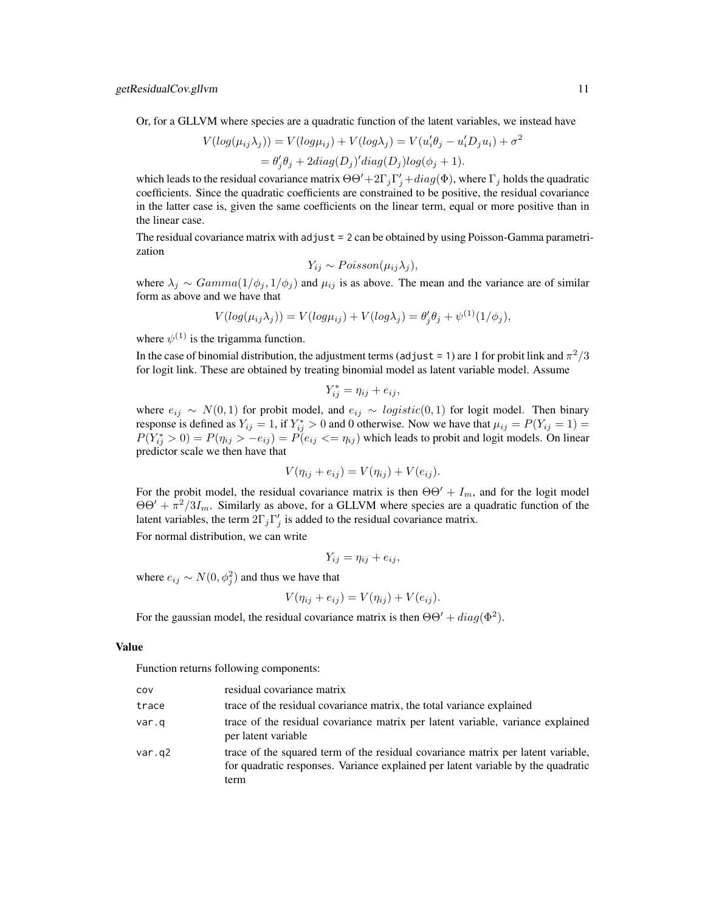Or, for a GLLVM where species are a quadratic function of the latent variables, we instead have

$$V(log(\mu_{ij}\lambda_j)) = V(log\mu_{ij}) + V(log\lambda_j) = V(u_i'\theta_j - u_i'D_ju_i) + \sigma^2$$
$$= \theta_j'\theta_j + 2diag(D_j)'diag(D_j)log(\phi_j + 1).$$

which leads to the residual covariance matrix $\Theta\Theta' + 2\Gamma_j\Gamma_j' + diag(\Phi)$, where $\Gamma_j$ holds the quadratic coefficients. Since the quadratic coefficients are constrained to be positive, the residual covariance in the latter case is, given the same coefficients on the linear term, equal or more positive than in the linear case.

The residual covariance matrix with `adjust = 2` can be obtained by using Poisson-Gamma parametrization

$$Y_{ij} \sim Poisson(\mu_{ij}\lambda_j),$$

where $\lambda_j \sim Gamma(1/\phi_j, 1/\phi_j)$ and $\mu_{ij}$ is as above. The mean and the variance are of similar form as above and we have that

$$V(log(\mu_{ij}\lambda_j)) = V(log\mu_{ij}) + V(log\lambda_j) = \theta_j'\theta_j + \psi^{(1)}(1/\phi_j),$$

where $\psi^{(1)}$ is the trigamma function.

In the case of binomial distribution, the adjustment terms (`adjust = 1`) are 1 for probit link and $\pi^2/3$ for logit link. These are obtained by treating binomial model as latent variable model. Assume

$$Y_{ij}^* = \eta_{ij} + e_{ij},$$

where $e_{ij} \sim N(0, 1)$ for probit model, and $e_{ij} \sim logistic(0, 1)$ for logit model. Then binary response is defined as $Y_{ij} = 1$, if $Y_{ij}^* > 0$ and 0 otherwise. Now we have that $\mu_{ij} = P(Y_{ij} = 1) = P(Y_{ij}^* > 0) = P(\eta_{ij} > -e_{ij}) = P(e_{ij} <= \eta_{ij})$ which leads to probit and logit models. On linear predictor scale we then have that

$$V(\eta_{ij} + e_{ij}) = V(\eta_{ij}) + V(e_{ij}).$$

For the probit model, the residual covariance matrix is then $\Theta\Theta' + I_m$, and for the logit model $\Theta\Theta' + \pi^2/3I_m$. Similarly as above, for a GLLVM where species are a quadratic function of the latent variables, the term $2\Gamma_j\Gamma_j'$ is added to the residual covariance matrix.

For normal distribution, we can write

$$Y_{ij} = \eta_{ij} + e_{ij},$$

where $e_{ij} \sim N(0, \phi_j^2)$ and thus we have that

$$V(\eta_{ij} + e_{ij}) = V(\eta_{ij}) + V(e_{ij}).$$

For the gaussian model, the residual covariance matrix is then $\Theta\Theta' + diag(\Phi^2)$.

### Value

Function returns following components:

| | |
|---|---|
| `cov` | residual covariance matrix |
| `trace` | trace of the residual covariance matrix, the total variance explained |
| `var.q` | trace of the residual covariance matrix per latent variable, variance explained per latent variable |
| `var.q2` | trace of the squared term of the residual covariance matrix per latent variable, for quadratic responses. Variance explained per latent variable by the quadratic term |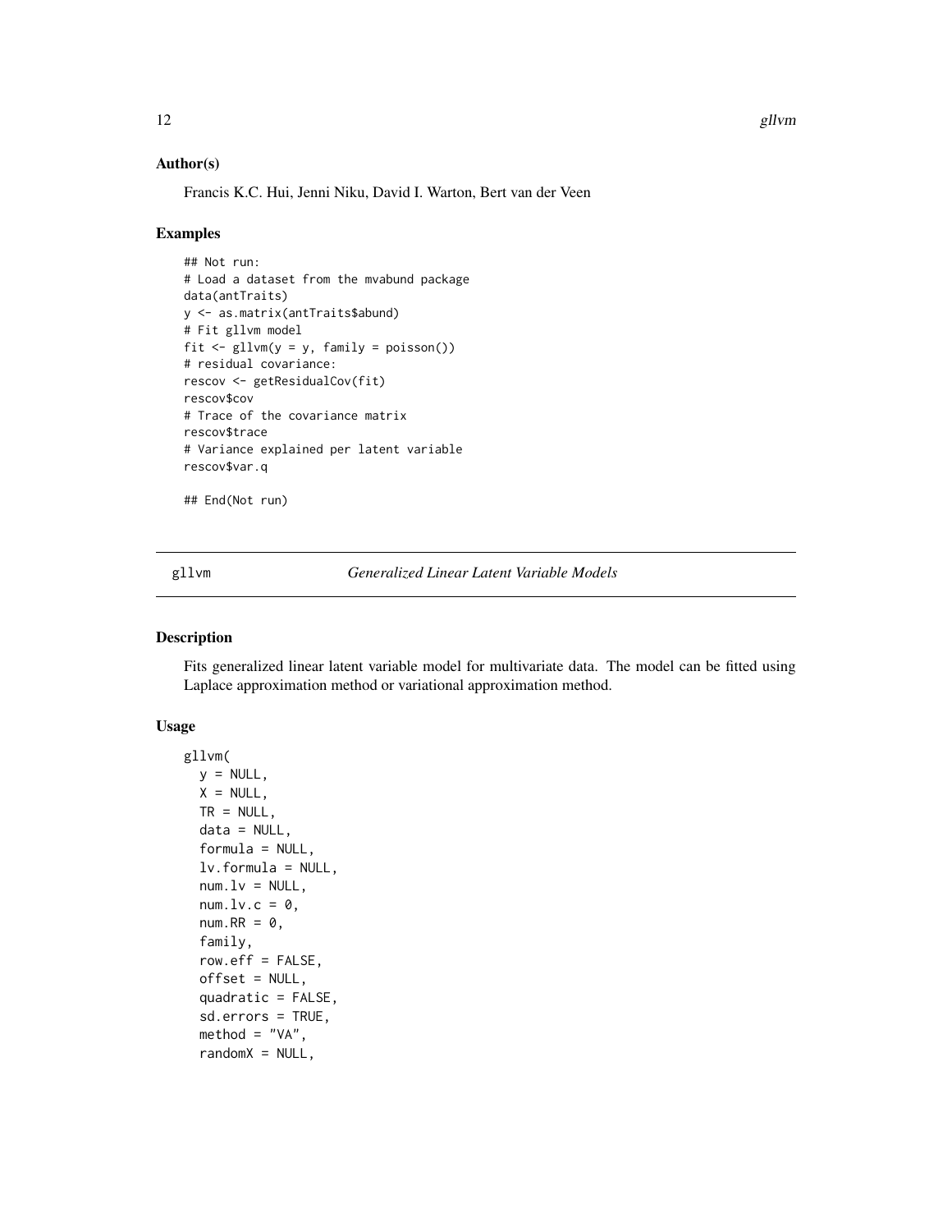### Author(s)

Francis K.C. Hui, Jenni Niku, David I. Warton, Bert van der Veen

### Examples

```
## Not run:
# Load a dataset from the mvabund package
data(antTraits)
y <- as.matrix(antTraits$abund)
# Fit gllvm model
fit <- gllvm(y = y, family = poisson())
# residual covariance:
rescov <- getResidualCov(fit)
rescov$cov
# Trace of the covariance matrix
rescov$trace
# Variance explained per latent variable
rescov$var.q

## End(Not run)
```

---

## gllvm — *Generalized Linear Latent Variable Models*

---

### Description

Fits generalized linear latent variable model for multivariate data. The model can be fitted using Laplace approximation method or variational approximation method.

### Usage

```
gllvm(
  y = NULL,
  X = NULL,
  TR = NULL,
  data = NULL,
  formula = NULL,
  lv.formula = NULL,
  num.lv = NULL,
  num.lv.c = 0,
  num.RR = 0,
  family,
  row.eff = FALSE,
  offset = NULL,
  quadratic = FALSE,
  sd.errors = TRUE,
  method = "VA",
  randomX = NULL,
```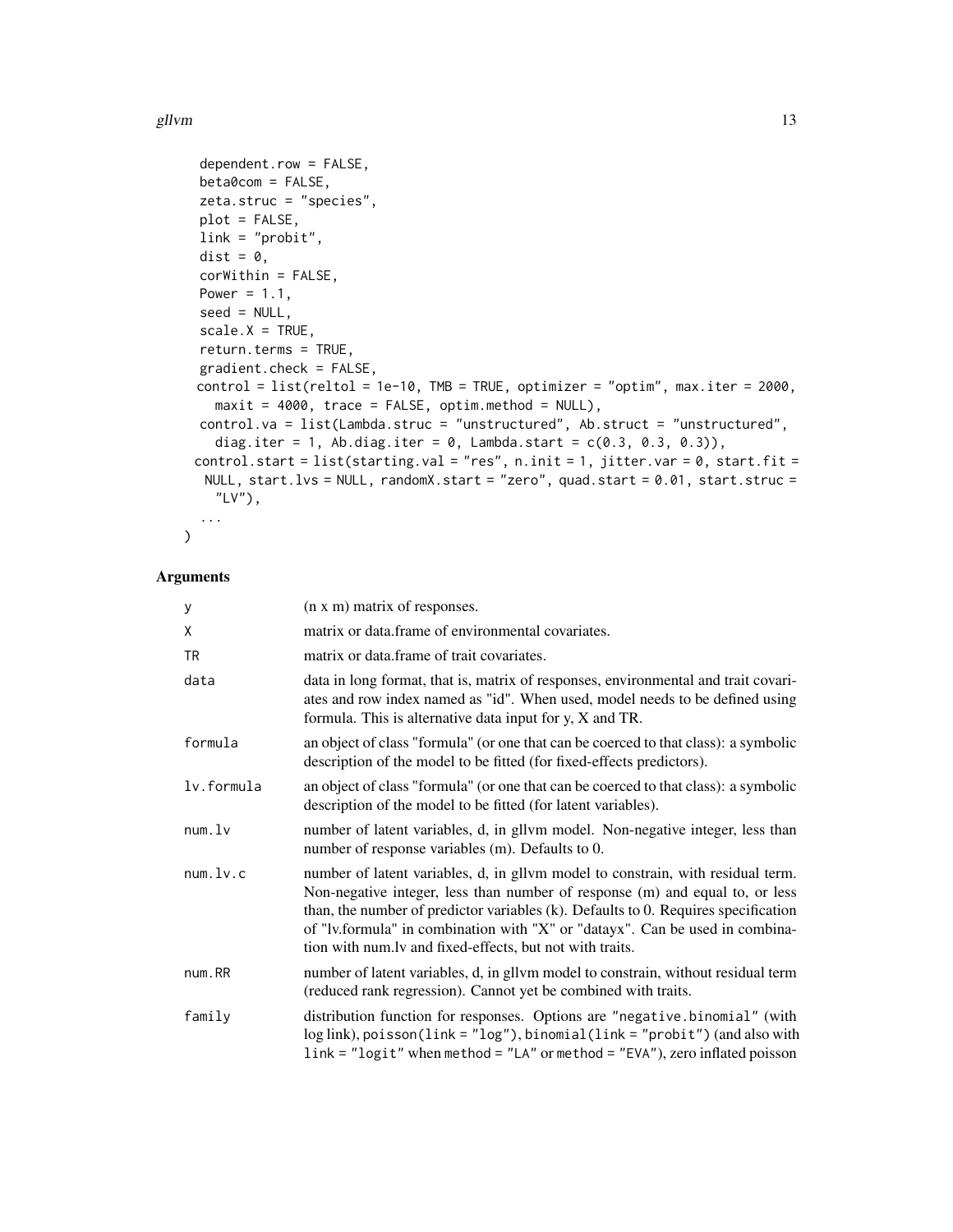```
  dependent.row = FALSE,
  beta0com = FALSE,
  zeta.struc = "species",
  plot = FALSE,
  link = "probit",
  dist = 0,
  corWithin = FALSE,
  Power = 1.1,
  seed = NULL,
  scale.X = TRUE,
  return.terms = TRUE,
  gradient.check = FALSE,
  control = list(reltol = 1e-10, TMB = TRUE, optimizer = "optim", max.iter = 2000,
    maxit = 4000, trace = FALSE, optim.method = NULL),
  control.va = list(Lambda.struc = "unstructured", Ab.struct = "unstructured",
    diag.iter = 1, Ab.diag.iter = 0, Lambda.start = c(0.3, 0.3, 0.3)),
  control.start = list(starting.val = "res", n.init = 1, jitter.var = 0, start.fit =
    NULL, start.lvs = NULL, randomX.start = "zero", quad.start = 0.01, start.struc =
    "LV"),
  ...
)
```

## Arguments

| | |
|---|---|
| y | (n x m) matrix of responses. |
| X | matrix or data.frame of environmental covariates. |
| TR | matrix or data.frame of trait covariates. |
| data | data in long format, that is, matrix of responses, environmental and trait covariates and row index named as "id". When used, model needs to be defined using formula. This is alternative data input for y, X and TR. |
| formula | an object of class "formula" (or one that can be coerced to that class): a symbolic description of the model to be fitted (for fixed-effects predictors). |
| lv.formula | an object of class "formula" (or one that can be coerced to that class): a symbolic description of the model to be fitted (for latent variables). |
| num.lv | number of latent variables, d, in gllvm model. Non-negative integer, less than number of response variables (m). Defaults to 0. |
| num.lv.c | number of latent variables, d, in gllvm model to constrain, with residual term. Non-negative integer, less than number of response (m) and equal to, or less than, the number of predictor variables (k). Defaults to 0. Requires specification of "lv.formula" in combination with "X" or "datayx". Can be used in combination with num.lv and fixed-effects, but not with traits. |
| num.RR | number of latent variables, d, in gllvm model to constrain, without residual term (reduced rank regression). Cannot yet be combined with traits. |
| family | distribution function for responses. Options are "negative.binomial" (with log link), poisson(link = "log"), binomial(link = "probit") (and also with link = "logit" when method = "LA" or method = "EVA"), zero inflated poisson |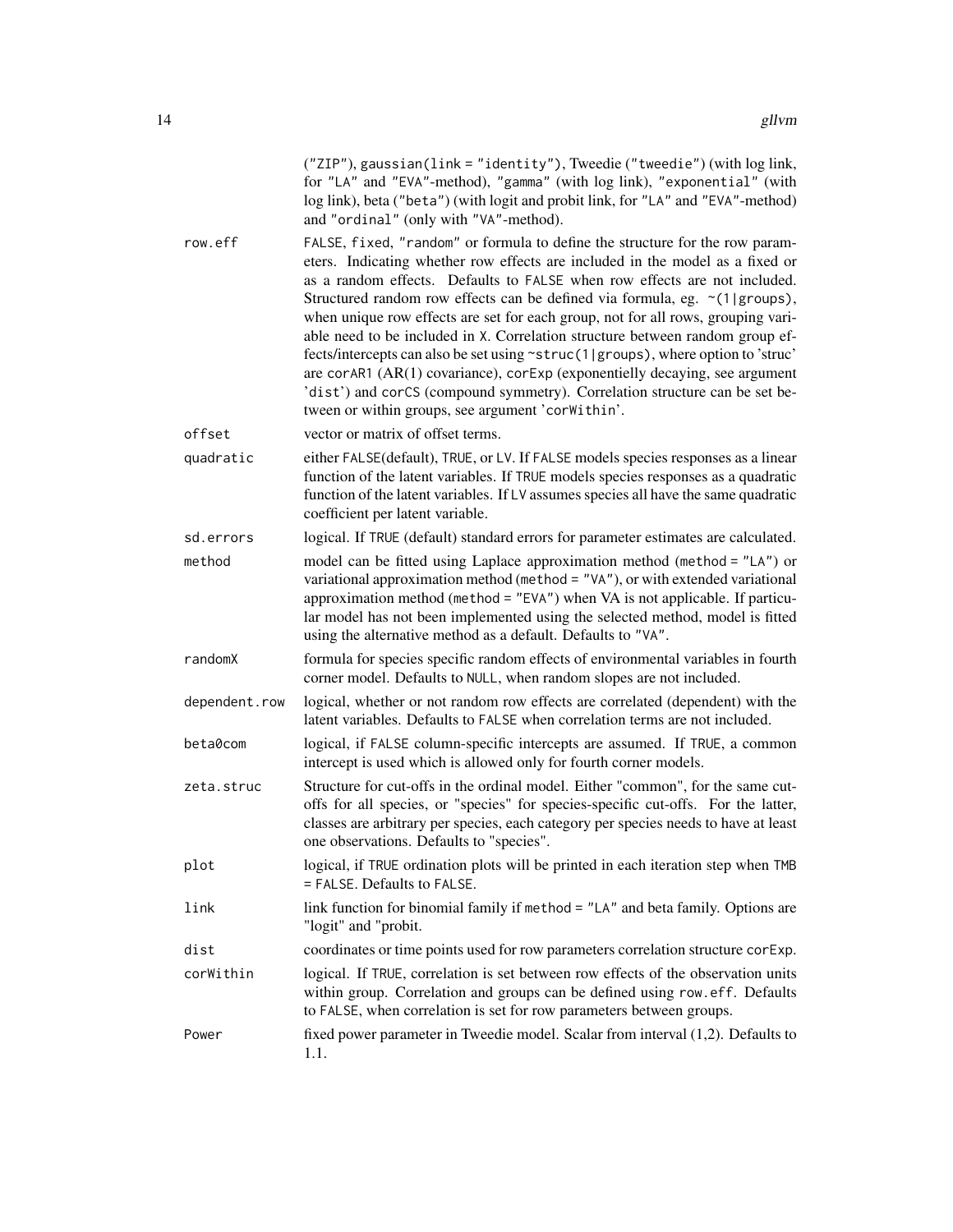("ZIP"), gaussian(link = "identity"), Tweedie ("tweedie") (with log link, for "LA" and "EVA"-method), "gamma" (with log link), "exponential" (with log link), beta ("beta") (with logit and probit link, for "LA" and "EVA"-method) and "ordinal" (only with "VA"-method).

| | |
|---|---|
| `row.eff` | FALSE, fixed, "random" or formula to define the structure for the row parameters. Indicating whether row effects are included in the model as a fixed or as a random effects. Defaults to FALSE when row effects are not included. Structured random row effects can be defined via formula, eg. ~(1\|groups), when unique row effects are set for each group, not for all rows, grouping variable need to be included in X. Correlation structure between random group effects/intercepts can also be set using ~struc(1\|groups), where option to 'struc' are corAR1 (AR(1) covariance), corExp (exponentielly decaying, see argument 'dist') and corCS (compound symmetry). Correlation structure can be set between or within groups, see argument 'corWithin'. |
| `offset` | vector or matrix of offset terms. |
| `quadratic` | either FALSE(default), TRUE, or LV. If FALSE models species responses as a linear function of the latent variables. If TRUE models species responses as a quadratic function of the latent variables. If LV assumes species all have the same quadratic coefficient per latent variable. |
| `sd.errors` | logical. If TRUE (default) standard errors for parameter estimates are calculated. |
| `method` | model can be fitted using Laplace approximation method (method = "LA") or variational approximation method (method = "VA"), or with extended variational approximation method (method = "EVA") when VA is not applicable. If particular model has not been implemented using the selected method, model is fitted using the alternative method as a default. Defaults to "VA". |
| `randomX` | formula for species specific random effects of environmental variables in fourth corner model. Defaults to NULL, when random slopes are not included. |
| `dependent.row` | logical, whether or not random row effects are correlated (dependent) with the latent variables. Defaults to FALSE when correlation terms are not included. |
| `beta0com` | logical, if FALSE column-specific intercepts are assumed. If TRUE, a common intercept is used which is allowed only for fourth corner models. |
| `zeta.struc` | Structure for cut-offs in the ordinal model. Either "common", for the same cut-offs for all species, or "species" for species-specific cut-offs. For the latter, classes are arbitrary per species, each category per species needs to have at least one observations. Defaults to "species". |
| `plot` | logical, if TRUE ordination plots will be printed in each iteration step when TMB = FALSE. Defaults to FALSE. |
| `link` | link function for binomial family if method = "LA" and beta family. Options are "logit" and "probit. |
| `dist` | coordinates or time points used for row parameters correlation structure corExp. |
| `corWithin` | logical. If TRUE, correlation is set between row effects of the observation units within group. Correlation and groups can be defined using row.eff. Defaults to FALSE, when correlation is set for row parameters between groups. |
| `Power` | fixed power parameter in Tweedie model. Scalar from interval (1,2). Defaults to 1.1. |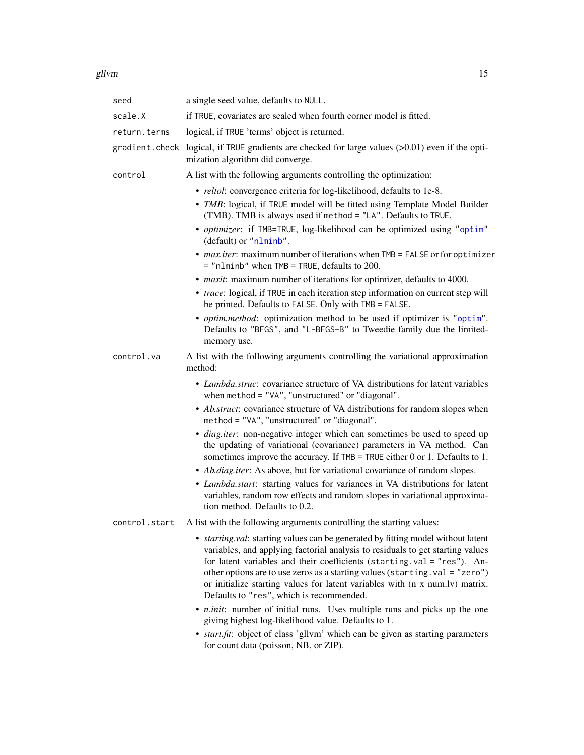`seed` a single seed value, defaults to `NULL`.

`scale.X` if `TRUE`, covariates are scaled when fourth corner model is fitted.

`return.terms` logical, if `TRUE` 'terms' object is returned.

`gradient.check` logical, if `TRUE` gradients are checked for large values (>0.01) even if the optimization algorithm did converge.

`control` A list with the following arguments controlling the optimization:

- *reltol*: convergence criteria for log-likelihood, defaults to 1e-8.
- *TMB*: logical, if `TRUE` model will be fitted using Template Model Builder (TMB). TMB is always used if `method = "LA"`. Defaults to `TRUE`.
- *optimizer*: if `TMB=TRUE`, log-likelihood can be optimized using `"optim"` (default) or `"nlminb"`.
- *max.iter*: maximum number of iterations when `TMB = FALSE` or for `optimizer = "nlminb"` when `TMB = TRUE`, defaults to 200.
- *maxit*: maximum number of iterations for optimizer, defaults to 4000.
- *trace*: logical, if `TRUE` in each iteration step information on current step will be printed. Defaults to `FALSE`. Only with `TMB = FALSE`.
- *optim.method*: optimization method to be used if optimizer is `"optim"`. Defaults to `"BFGS"`, and `"L-BFGS-B"` to Tweedie family due the limited-memory use.

`control.va` A list with the following arguments controlling the variational approximation method:

- *Lambda.struc*: covariance structure of VA distributions for latent variables when `method = "VA"`, "unstructured" or "diagonal".
- *Ab.struct*: covariance structure of VA distributions for random slopes when `method = "VA"`, "unstructured" or "diagonal".
- *diag.iter*: non-negative integer which can sometimes be used to speed up the updating of variational (covariance) parameters in VA method. Can sometimes improve the accuracy. If `TMB = TRUE` either 0 or 1. Defaults to 1.
- *Ab.diag.iter*: As above, but for variational covariance of random slopes.
- *Lambda.start*: starting values for variances in VA distributions for latent variables, random row effects and random slopes in variational approximation method. Defaults to 0.2.

`control.start` A list with the following arguments controlling the starting values:

- *starting.val*: starting values can be generated by fitting model without latent variables, and applying factorial analysis to residuals to get starting values for latent variables and their coefficients (`starting.val = "res"`). Another options are to use zeros as a starting values (`starting.val = "zero"`) or initialize starting values for latent variables with (n x num.lv) matrix. Defaults to `"res"`, which is recommended.
- *n.init*: number of initial runs. Uses multiple runs and picks up the one giving highest log-likelihood value. Defaults to 1.
- *start.fit*: object of class 'gllvm' which can be given as starting parameters for count data (poisson, NB, or ZIP).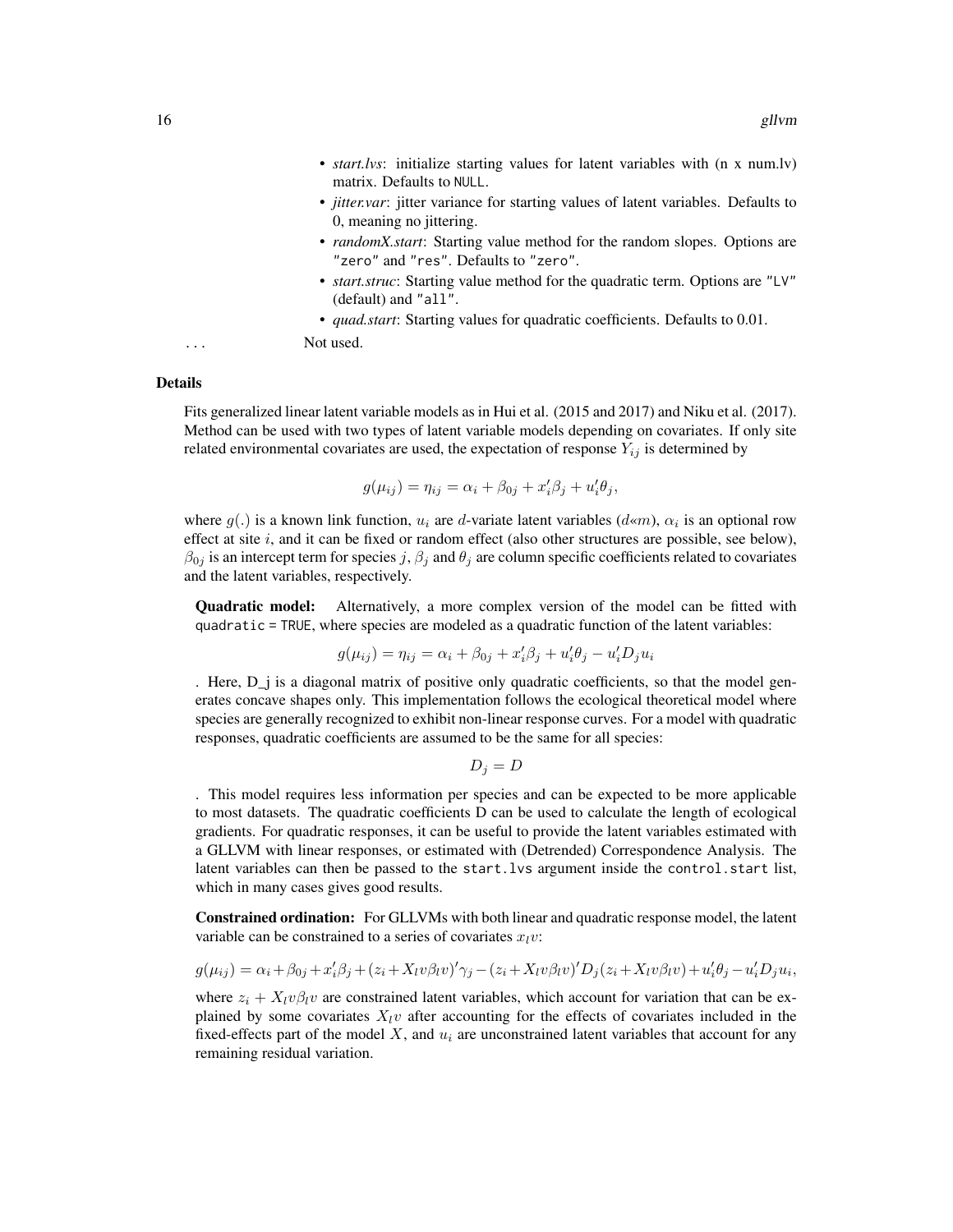- *start.lvs*: initialize starting values for latent variables with (n x num.lv) matrix. Defaults to `NULL`.
- *jitter.var*: jitter variance for starting values of latent variables. Defaults to 0, meaning no jittering.
- *randomX.start*: Starting value method for the random slopes. Options are `"zero"` and `"res"`. Defaults to `"zero"`.
- *start.struc*: Starting value method for the quadratic term. Options are `"LV"` (default) and `"all"`.
- *quad.start*: Starting values for quadratic coefficients. Defaults to 0.01.

`...` Not used.

## Details

Fits generalized linear latent variable models as in Hui et al. (2015 and 2017) and Niku et al. (2017). Method can be used with two types of latent variable models depending on covariates. If only site related environmental covariates are used, the expectation of response $Y_{ij}$ is determined by

$$g(\mu_{ij}) = \eta_{ij} = \alpha_i + \beta_{0j} + x_i'\beta_j + u_i'\theta_j,$$

where $g(.)$ is a known link function, $u_i$ are $d$-variate latent variables ($d$«$m$), $\alpha_i$ is an optional row effect at site $i$, and it can be fixed or random effect (also other structures are possible, see below), $\beta_{0j}$ is an intercept term for species $j$, $\beta_j$ and $\theta_j$ are column specific coefficients related to covariates and the latent variables, respectively.

**Quadratic model:** Alternatively, a more complex version of the model can be fitted with `quadratic = TRUE`, where species are modeled as a quadratic function of the latent variables:

$$g(\mu_{ij}) = \eta_{ij} = \alpha_i + \beta_{0j} + x_i'\beta_j + u_i'\theta_j - u_i'D_ju_i$$

. Here, D_j is a diagonal matrix of positive only quadratic coefficients, so that the model generates concave shapes only. This implementation follows the ecological theoretical model where species are generally recognized to exhibit non-linear response curves. For a model with quadratic responses, quadratic coefficients are assumed to be the same for all species:

$$D_j = D$$

. This model requires less information per species and can be expected to be more applicable to most datasets. The quadratic coefficients D can be used to calculate the length of ecological gradients. For quadratic responses, it can be useful to provide the latent variables estimated with a GLLVM with linear responses, or estimated with (Detrended) Correspondence Analysis. The latent variables can then be passed to the `start.lvs` argument inside the `control.start` list, which in many cases gives good results.

**Constrained ordination:** For GLLVMs with both linear and quadratic response model, the latent variable can be constrained to a series of covariates $x_lv$:

$$g(\mu_{ij}) = \alpha_i + \beta_{0j} + x_i'\beta_j + (z_i + X_lv\beta_lv)'\gamma_j - (z_i + X_lv\beta_lv)'D_j(z_i + X_lv\beta_lv) + u_i'\theta_j - u_i'D_ju_i,$$

where $z_i + X_lv\beta_lv$ are constrained latent variables, which account for variation that can be explained by some covariates $X_lv$ after accounting for the effects of covariates included in the fixed-effects part of the model $X$, and $u_i$ are unconstrained latent variables that account for any remaining residual variation.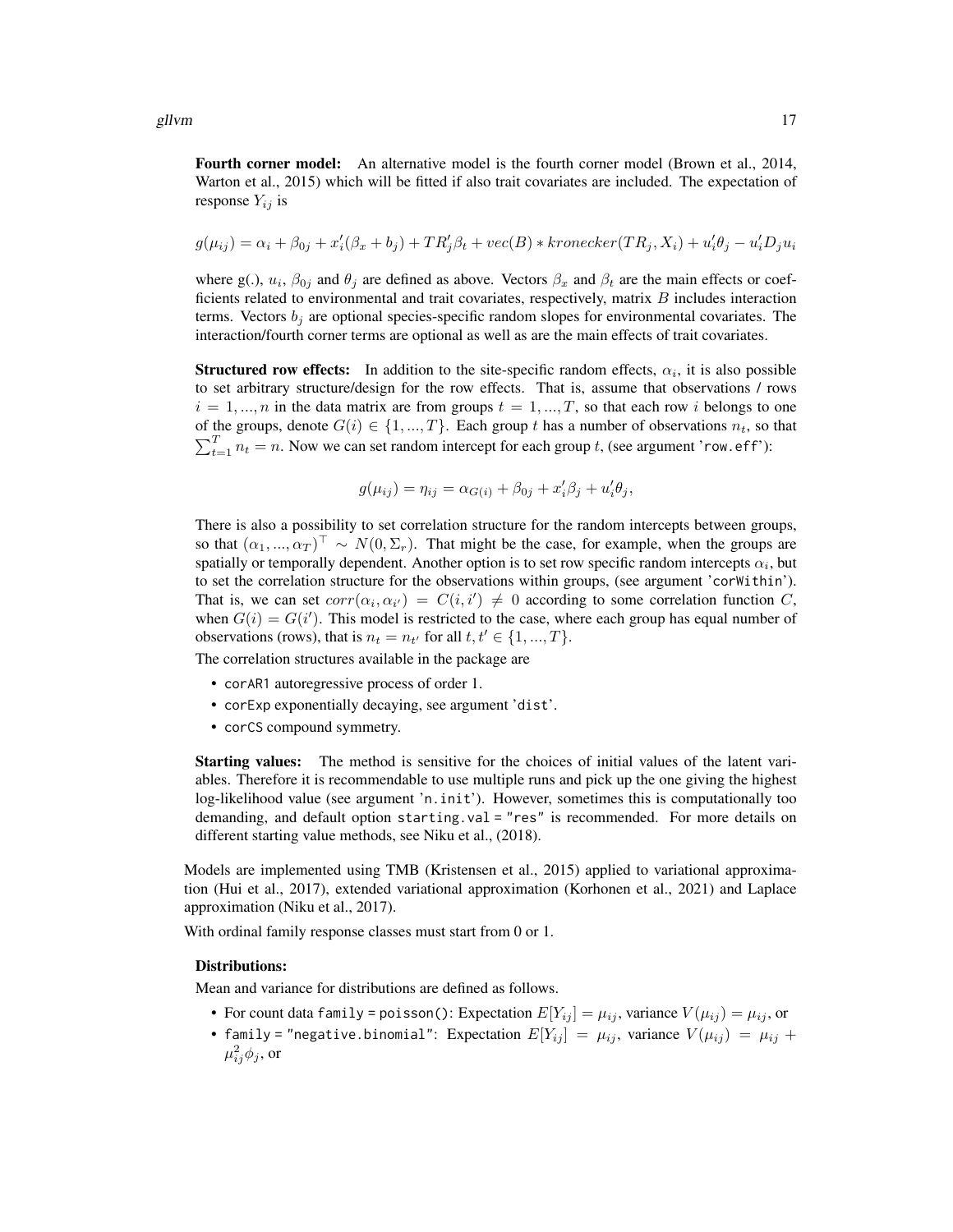**Fourth corner model:** An alternative model is the fourth corner model (Brown et al., 2014, Warton et al., 2015) which will be fitted if also trait covariates are included. The expectation of response $Y_{ij}$ is

$$g(\mu_{ij}) = \alpha_i + \beta_{0j} + x_i'(\beta_x + b_j) + TR_j'\beta_t + vec(B) * kronecker(TR_j, X_i) + u_i'\theta_j - u_i'D_ju_i$$

where g(.), $u_i$, $\beta_{0j}$ and $\theta_j$ are defined as above. Vectors $\beta_x$ and $\beta_t$ are the main effects or coefficients related to environmental and trait covariates, respectively, matrix $B$ includes interaction terms. Vectors $b_j$ are optional species-specific random slopes for environmental covariates. The interaction/fourth corner terms are optional as well as are the main effects of trait covariates.

**Structured row effects:** In addition to the site-specific random effects, $\alpha_i$, it is also possible to set arbitrary structure/design for the row effects. That is, assume that observations / rows $i = 1, ..., n$ in the data matrix are from groups $t = 1, ..., T$, so that each row $i$ belongs to one of the groups, denote $G(i) \in \{1, ..., T\}$. Each group $t$ has a number of observations $n_t$, so that $\sum_{t=1}^{T} n_t = n$. Now we can set random intercept for each group $t$, (see argument 'row.eff'):

$$g(\mu_{ij}) = \eta_{ij} = \alpha_{G(i)} + \beta_{0j} + x_i'\beta_j + u_i'\theta_j,$$

There is also a possibility to set correlation structure for the random intercepts between groups, so that $(\alpha_1, ..., \alpha_T)^\top \sim N(0, \Sigma_r)$. That might be the case, for example, when the groups are spatially or temporally dependent. Another option is to set row specific random intercepts $\alpha_i$, but to set the correlation structure for the observations within groups, (see argument 'corWithin'). That is, we can set $corr(\alpha_i, \alpha_{i'}) = C(i, i') \neq 0$ according to some correlation function $C$, when $G(i) = G(i')$. This model is restricted to the case, where each group has equal number of observations (rows), that is $n_t = n_{t'}$ for all $t, t' \in \{1, ..., T\}$.

The correlation structures available in the package are

- corAR1 autoregressive process of order 1.
- corExp exponentially decaying, see argument 'dist'.
- corCS compound symmetry.

**Starting values:** The method is sensitive for the choices of initial values of the latent variables. Therefore it is recommendable to use multiple runs and pick up the one giving the highest log-likelihood value (see argument 'n.init'). However, sometimes this is computationally too demanding, and default option starting.val = "res" is recommended. For more details on different starting value methods, see Niku et al., (2018).

Models are implemented using TMB (Kristensen et al., 2015) applied to variational approximation (Hui et al., 2017), extended variational approximation (Korhonen et al., 2021) and Laplace approximation (Niku et al., 2017).

With ordinal family response classes must start from 0 or 1.

**Distributions:**

Mean and variance for distributions are defined as follows.

- For count data family = poisson(): Expectation $E[Y_{ij}] = \mu_{ij}$, variance $V(\mu_{ij}) = \mu_{ij}$, or
- family = "negative.binomial": Expectation $E[Y_{ij}] = \mu_{ij}$, variance $V(\mu_{ij}) = \mu_{ij} + \mu_{ij}^2\phi_j$, or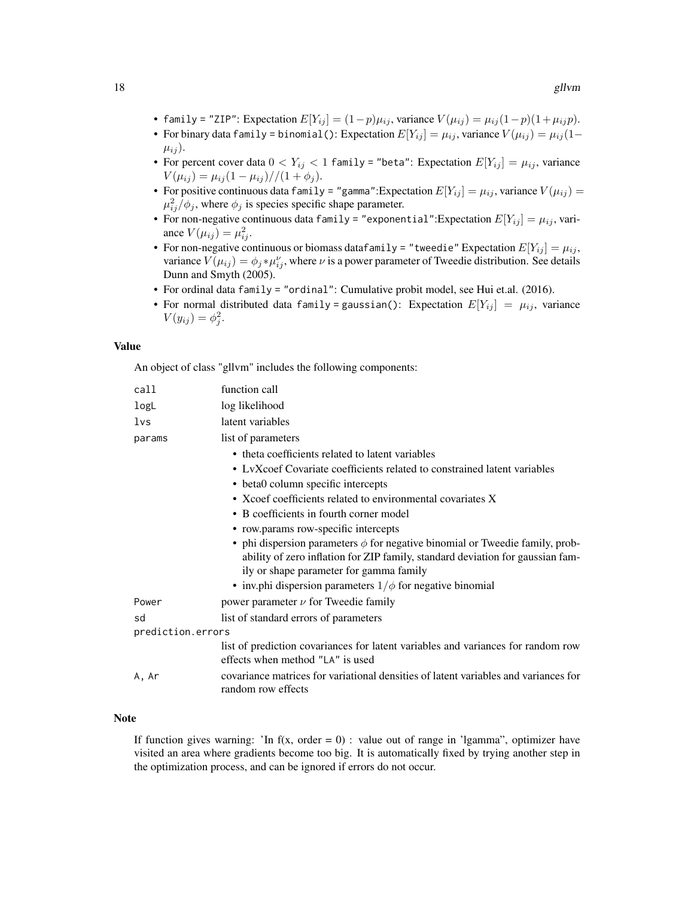- `family = "ZIP"`: Expectation $E[Y_{ij}] = (1-p)\mu_{ij}$, variance $V(\mu_{ij}) = \mu_{ij}(1-p)(1+\mu_{ij}p)$.
- For binary data `family = binomial()`: Expectation $E[Y_{ij}] = \mu_{ij}$, variance $V(\mu_{ij}) = \mu_{ij}(1-\mu_{ij})$.
- For percent cover data $0 < Y_{ij} < 1$ `family = "beta"`: Expectation $E[Y_{ij}] = \mu_{ij}$, variance $V(\mu_{ij}) = \mu_{ij}(1-\mu_{ij})//(1+\phi_j)$.
- For positive continuous data `family = "gamma"`:Expectation $E[Y_{ij}] = \mu_{ij}$, variance $V(\mu_{ij}) = \mu_{ij}^2/\phi_j$, where $\phi_j$ is species specific shape parameter.
- For non-negative continuous data `family = "exponential"`:Expectation $E[Y_{ij}] = \mu_{ij}$, variance $V(\mu_{ij}) = \mu_{ij}^2$.
- For non-negative continuous or biomass data`family = "tweedie"` Expectation $E[Y_{ij}] = \mu_{ij}$, variance $V(\mu_{ij}) = \phi_j * \mu_{ij}^\nu$, where $\nu$ is a power parameter of Tweedie distribution. See details Dunn and Smyth (2005).
- For ordinal data `family = "ordinal"`: Cumulative probit model, see Hui et.al. (2016).
- For normal distributed data `family = gaussian()`: Expectation $E[Y_{ij}] = \mu_{ij}$, variance $V(y_{ij}) = \phi_j^2$.

## Value

An object of class "gllvm" includes the following components:

| | |
|---|---|
| `call` | function call |
| `logL` | log likelihood |
| `lvs` | latent variables |
| `params` | list of parameters<br>• theta coefficients related to latent variables<br>• LvXcoef Covariate coefficients related to constrained latent variables<br>• beta0 column specific intercepts<br>• Xcoef coefficients related to environmental covariates X<br>• B coefficients in fourth corner model<br>• row.params row-specific intercepts<br>• phi dispersion parameters $\phi$ for negative binomial or Tweedie family, probability of zero inflation for ZIP family, standard deviation for gaussian family or shape parameter for gamma family<br>• inv.phi dispersion parameters $1/\phi$ for negative binomial |
| `Power` | power parameter $\nu$ for Tweedie family |
| `sd` | list of standard errors of parameters |
| `prediction.errors` | list of prediction covariances for latent variables and variances for random row effects when method `"LA"` is used |
| `A, Ar` | covariance matrices for variational densities of latent variables and variances for random row effects |

## Note

If function gives warning: 'In f(x, order = 0) : value out of range in 'lgamma'', optimizer have visited an area where gradients become too big. It is automatically fixed by trying another step in the optimization process, and can be ignored if errors do not occur.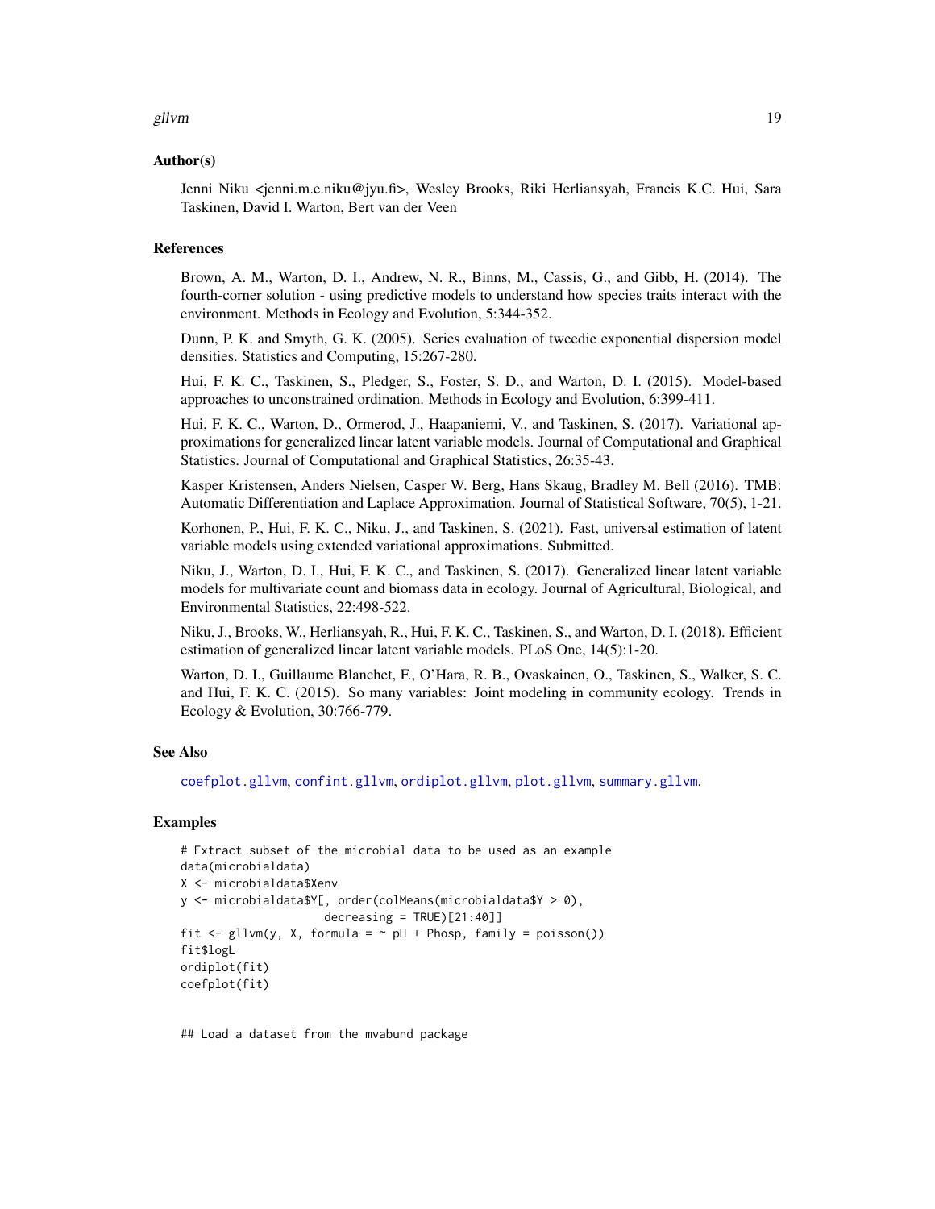## Author(s)

Jenni Niku <jenni.m.e.niku@jyu.fi>, Wesley Brooks, Riki Herliansyah, Francis K.C. Hui, Sara Taskinen, David I. Warton, Bert van der Veen

## References

Brown, A. M., Warton, D. I., Andrew, N. R., Binns, M., Cassis, G., and Gibb, H. (2014). The fourth-corner solution - using predictive models to understand how species traits interact with the environment. Methods in Ecology and Evolution, 5:344-352.

Dunn, P. K. and Smyth, G. K. (2005). Series evaluation of tweedie exponential dispersion model densities. Statistics and Computing, 15:267-280.

Hui, F. K. C., Taskinen, S., Pledger, S., Foster, S. D., and Warton, D. I. (2015). Model-based approaches to unconstrained ordination. Methods in Ecology and Evolution, 6:399-411.

Hui, F. K. C., Warton, D., Ormerod, J., Haapaniemi, V., and Taskinen, S. (2017). Variational approximations for generalized linear latent variable models. Journal of Computational and Graphical Statistics. Journal of Computational and Graphical Statistics, 26:35-43.

Kasper Kristensen, Anders Nielsen, Casper W. Berg, Hans Skaug, Bradley M. Bell (2016). TMB: Automatic Differentiation and Laplace Approximation. Journal of Statistical Software, 70(5), 1-21.

Korhonen, P., Hui, F. K. C., Niku, J., and Taskinen, S. (2021). Fast, universal estimation of latent variable models using extended variational approximations. Submitted.

Niku, J., Warton, D. I., Hui, F. K. C., and Taskinen, S. (2017). Generalized linear latent variable models for multivariate count and biomass data in ecology. Journal of Agricultural, Biological, and Environmental Statistics, 22:498-522.

Niku, J., Brooks, W., Herliansyah, R., Hui, F. K. C., Taskinen, S., and Warton, D. I. (2018). Efficient estimation of generalized linear latent variable models. PLoS One, 14(5):1-20.

Warton, D. I., Guillaume Blanchet, F., O'Hara, R. B., Ovaskainen, O., Taskinen, S., Walker, S. C. and Hui, F. K. C. (2015). So many variables: Joint modeling in community ecology. Trends in Ecology & Evolution, 30:766-779.

## See Also

coefplot.gllvm, confint.gllvm, ordiplot.gllvm, plot.gllvm, summary.gllvm.

## Examples

```
# Extract subset of the microbial data to be used as an example
data(microbialdata)
X <- microbialdata$Xenv
y <- microbialdata$Y[, order(colMeans(microbialdata$Y > 0),
                     decreasing = TRUE)[21:40]]
fit <- gllvm(y, X, formula = ~ pH + Phosp, family = poisson())
fit$logL
ordiplot(fit)
coefplot(fit)


## Load a dataset from the mvabund package
```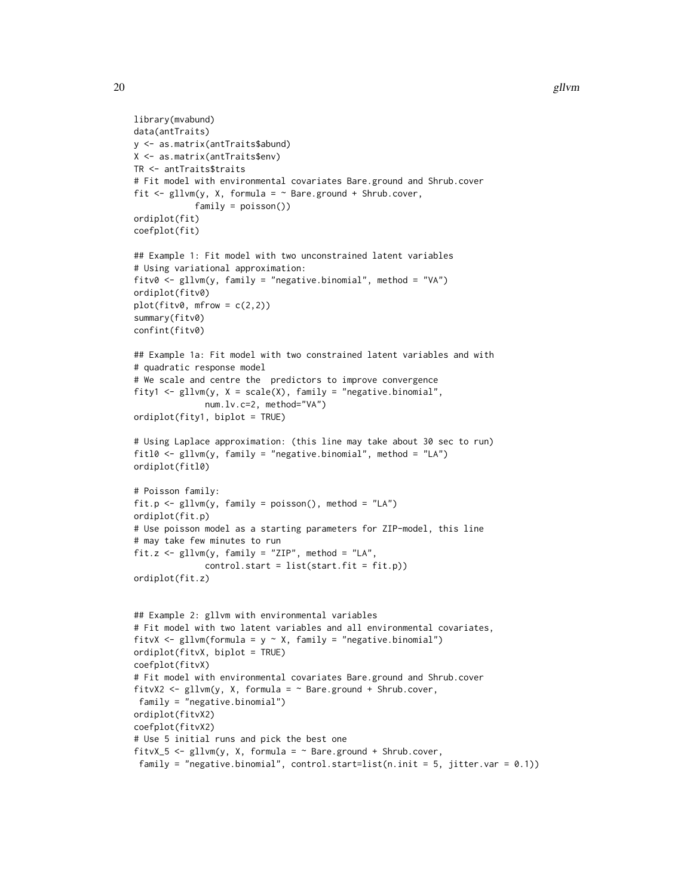```
library(mvabund)
data(antTraits)
y <- as.matrix(antTraits$abund)
X <- as.matrix(antTraits$env)
TR <- antTraits$traits
# Fit model with environmental covariates Bare.ground and Shrub.cover
fit <- gllvm(y, X, formula = ~ Bare.ground + Shrub.cover,
            family = poisson())
ordiplot(fit)
coefplot(fit)

## Example 1: Fit model with two unconstrained latent variables
# Using variational approximation:
fitv0 <- gllvm(y, family = "negative.binomial", method = "VA")
ordiplot(fitv0)
plot(fitv0, mfrow = c(2,2))
summary(fitv0)
confint(fitv0)

## Example 1a: Fit model with two constrained latent variables and with
# quadratic response model
# We scale and centre the  predictors to improve convergence
fity1 <- gllvm(y, X = scale(X), family = "negative.binomial",
              num.lv.c=2, method="VA")
ordiplot(fity1, biplot = TRUE)

# Using Laplace approximation: (this line may take about 30 sec to run)
fitl0 <- gllvm(y, family = "negative.binomial", method = "LA")
ordiplot(fitl0)

# Poisson family:
fit.p <- gllvm(y, family = poisson(), method = "LA")
ordiplot(fit.p)
# Use poisson model as a starting parameters for ZIP-model, this line
# may take few minutes to run
fit.z <- gllvm(y, family = "ZIP", method = "LA",
              control.start = list(start.fit = fit.p))
ordiplot(fit.z)


## Example 2: gllvm with environmental variables
# Fit model with two latent variables and all environmental covariates,
fitvX <- gllvm(formula = y ~ X, family = "negative.binomial")
ordiplot(fitvX, biplot = TRUE)
coefplot(fitvX)
# Fit model with environmental covariates Bare.ground and Shrub.cover
fitvX2 <- gllvm(y, X, formula = ~ Bare.ground + Shrub.cover,
 family = "negative.binomial")
ordiplot(fitvX2)
coefplot(fitvX2)
# Use 5 initial runs and pick the best one
fitvX_5 <- gllvm(y, X, formula = ~ Bare.ground + Shrub.cover,
 family = "negative.binomial", control.start=list(n.init = 5, jitter.var = 0.1))
```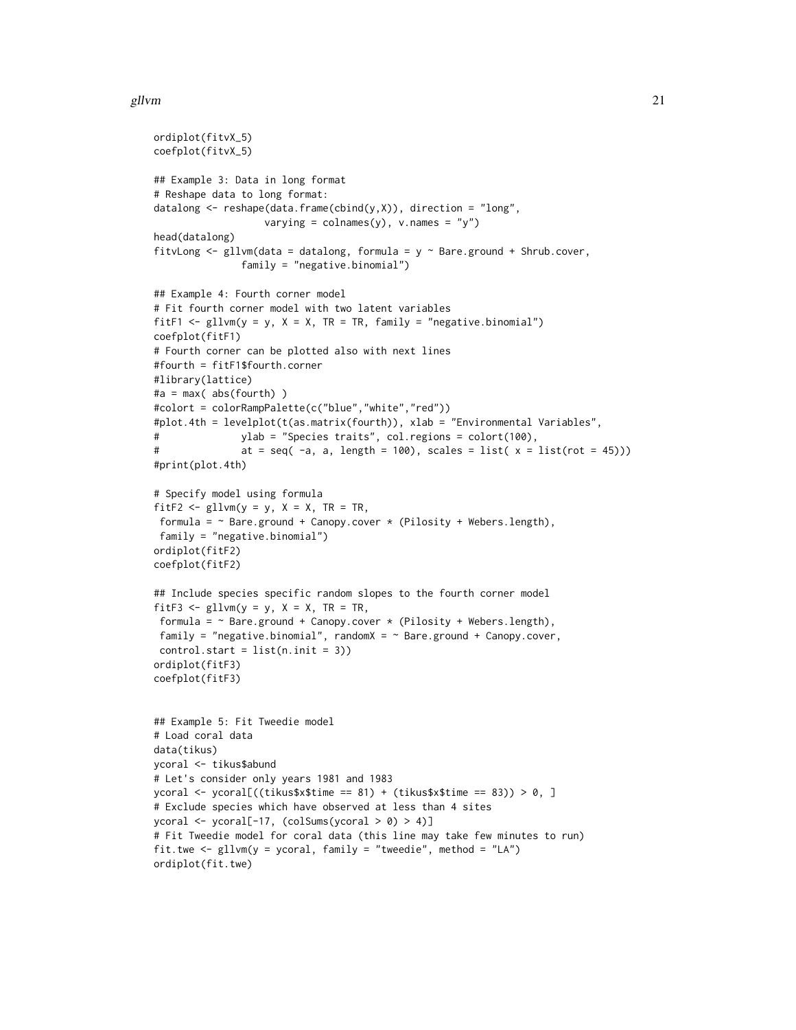```
ordiplot(fitvX_5)
coefplot(fitvX_5)

## Example 3: Data in long format
# Reshape data to long format:
datalong <- reshape(data.frame(cbind(y,X)), direction = "long",
                    varying = colnames(y), v.names = "y")
head(datalong)
fitvLong <- gllvm(data = datalong, formula = y ~ Bare.ground + Shrub.cover,
              family = "negative.binomial")

## Example 4: Fourth corner model
# Fit fourth corner model with two latent variables
fitF1 <- gllvm(y = y, X = X, TR = TR, family = "negative.binomial")
coefplot(fitF1)
# Fourth corner can be plotted also with next lines
#fourth = fitF1$fourth.corner
#library(lattice)
#a = max( abs(fourth) )
#colort = colorRampPalette(c("blue","white","red"))
#plot.4th = levelplot(t(as.matrix(fourth)), xlab = "Environmental Variables",
#              ylab = "Species traits", col.regions = colort(100),
#              at = seq( -a, a, length = 100), scales = list( x = list(rot = 45)))
#print(plot.4th)

# Specify model using formula
fitF2 <- gllvm(y = y, X = X, TR = TR,
 formula = ~ Bare.ground + Canopy.cover * (Pilosity + Webers.length),
 family = "negative.binomial")
ordiplot(fitF2)
coefplot(fitF2)

## Include species specific random slopes to the fourth corner model
fitF3 <- gllvm(y = y, X = X, TR = TR,
 formula = ~ Bare.ground + Canopy.cover * (Pilosity + Webers.length),
 family = "negative.binomial", randomX = ~ Bare.ground + Canopy.cover,
 control.start = list(n.init = 3))
ordiplot(fitF3)
coefplot(fitF3)


## Example 5: Fit Tweedie model
# Load coral data
data(tikus)
ycoral <- tikus$abund
# Let's consider only years 1981 and 1983
ycoral <- ycoral[((tikus$x$time == 81) + (tikus$x$time == 83)) > 0, ]
# Exclude species which have observed at less than 4 sites
ycoral <- ycoral[-17, (colSums(ycoral > 0) > 4)]
# Fit Tweedie model for coral data (this line may take few minutes to run)
fit.twe <- gllvm(y = ycoral, family = "tweedie", method = "LA")
ordiplot(fit.twe)
```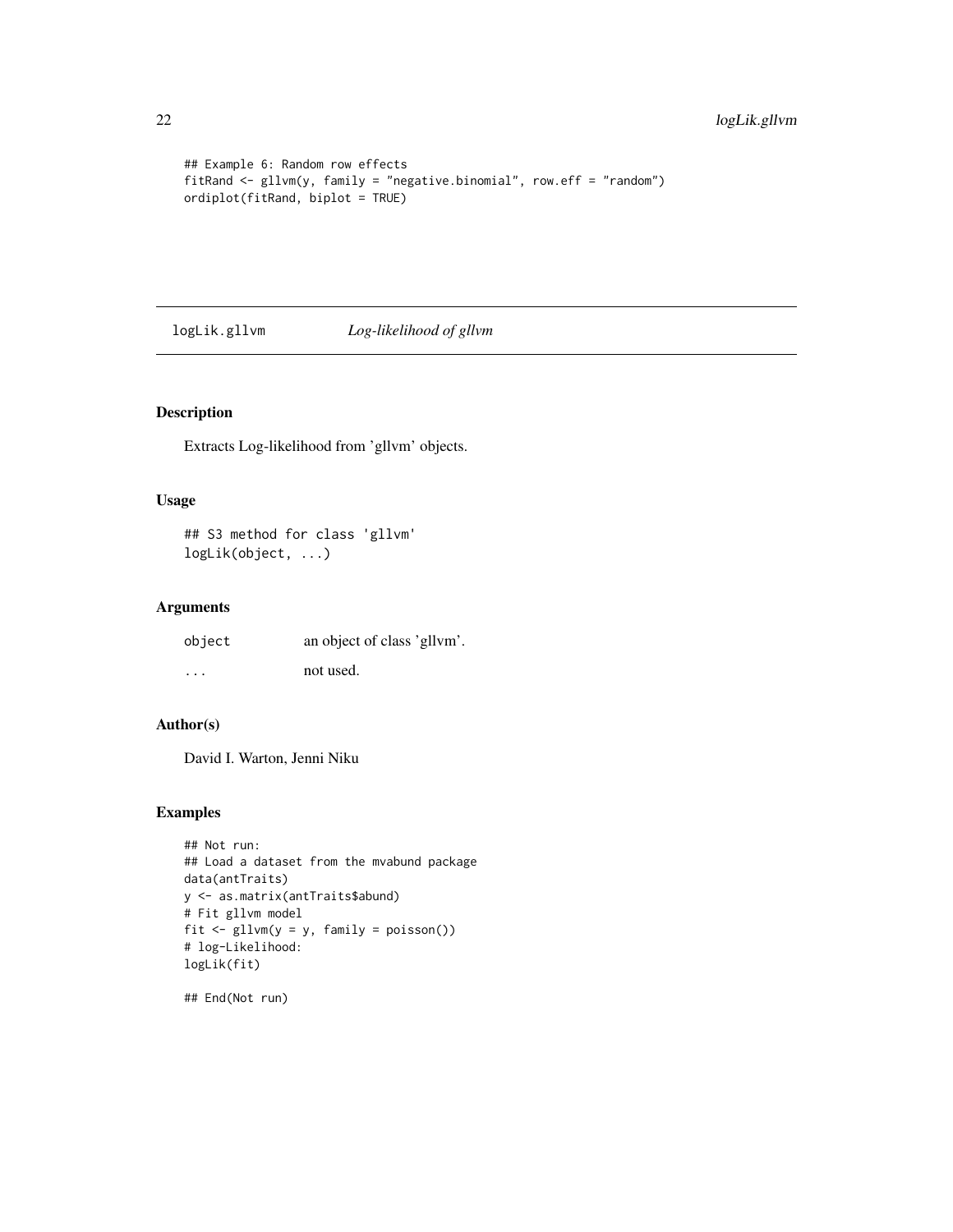```
## Example 6: Random row effects
fitRand <- gllvm(y, family = "negative.binomial", row.eff = "random")
ordiplot(fitRand, biplot = TRUE)
```

## logLik.gllvm — *Log-likelihood of gllvm*

### Description

Extracts Log-likelihood from 'gllvm' objects.

### Usage

```
## S3 method for class 'gllvm'
logLik(object, ...)
```

### Arguments

| | |
|---|---|
| object | an object of class 'gllvm'. |
| ... | not used. |

### Author(s)

David I. Warton, Jenni Niku

### Examples

```
## Not run:
## Load a dataset from the mvabund package
data(antTraits)
y <- as.matrix(antTraits$abund)
# Fit gllvm model
fit <- gllvm(y = y, family = poisson())
# log-Likelihood:
logLik(fit)

## End(Not run)
```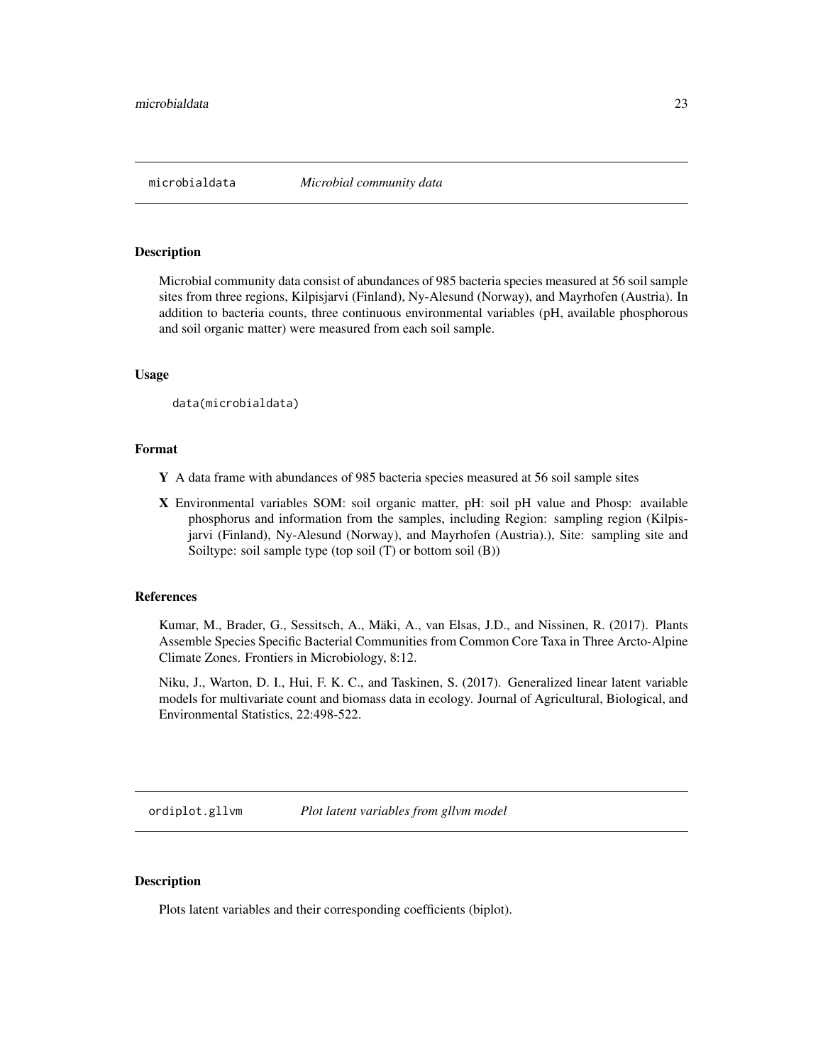## microbialdata — *Microbial community data*

### Description

Microbial community data consist of abundances of 985 bacteria species measured at 56 soil sample sites from three regions, Kilpisjarvi (Finland), Ny-Alesund (Norway), and Mayrhofen (Austria). In addition to bacteria counts, three continuous environmental variables (pH, available phosphorous and soil organic matter) were measured from each soil sample.

### Usage

```
data(microbialdata)
```

### Format

**Y** A data frame with abundances of 985 bacteria species measured at 56 soil sample sites

**X** Environmental variables SOM: soil organic matter, pH: soil pH value and Phosp: available phosphorus and information from the samples, including Region: sampling region (Kilpisjarvi (Finland), Ny-Alesund (Norway), and Mayrhofen (Austria).), Site: sampling site and Soiltype: soil sample type (top soil (T) or bottom soil (B))

### References

Kumar, M., Brader, G., Sessitsch, A., Mäki, A., van Elsas, J.D., and Nissinen, R. (2017). Plants Assemble Species Specific Bacterial Communities from Common Core Taxa in Three Arcto-Alpine Climate Zones. Frontiers in Microbiology, 8:12.

Niku, J., Warton, D. I., Hui, F. K. C., and Taskinen, S. (2017). Generalized linear latent variable models for multivariate count and biomass data in ecology. Journal of Agricultural, Biological, and Environmental Statistics, 22:498-522.

## ordiplot.gllvm — *Plot latent variables from gllvm model*

### Description

Plots latent variables and their corresponding coefficients (biplot).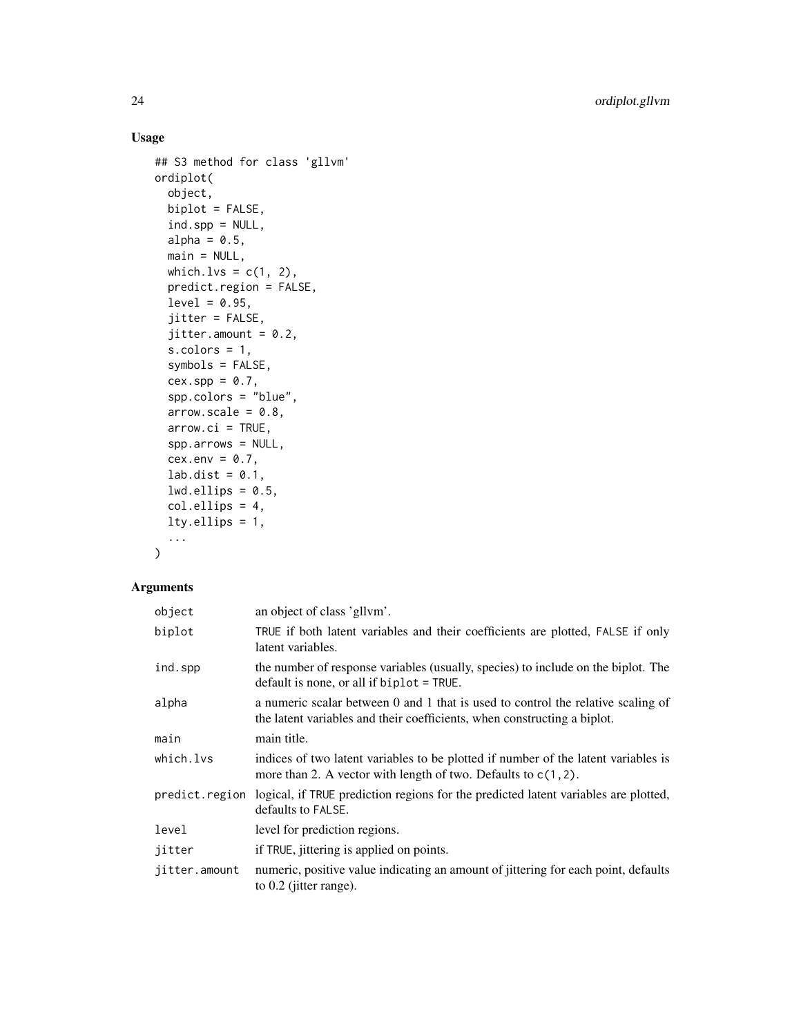## Usage

```
## S3 method for class 'gllvm'
ordiplot(
  object,
  biplot = FALSE,
  ind.spp = NULL,
  alpha = 0.5,
  main = NULL,
  which.lvs = c(1, 2),
  predict.region = FALSE,
  level = 0.95,
  jitter = FALSE,
  jitter.amount = 0.2,
  s.colors = 1,
  symbols = FALSE,
  cex.spp = 0.7,
  spp.colors = "blue",
  arrow.scale = 0.8,
  arrow.ci = TRUE,
  spp.arrows = NULL,
  cex.env = 0.7,
  lab.dist = 0.1,
  lwd.ellips = 0.5,
  col.ellips = 4,
  lty.ellips = 1,
  ...
)
```

## Arguments

| | |
|---|---|
| `object` | an object of class 'gllvm'. |
| `biplot` | `TRUE` if both latent variables and their coefficients are plotted, `FALSE` if only latent variables. |
| `ind.spp` | the number of response variables (usually, species) to include on the biplot. The default is none, or all if `biplot = TRUE`. |
| `alpha` | a numeric scalar between 0 and 1 that is used to control the relative scaling of the latent variables and their coefficients, when constructing a biplot. |
| `main` | main title. |
| `which.lvs` | indices of two latent variables to be plotted if number of the latent variables is more than 2. A vector with length of two. Defaults to `c(1,2)`. |
| `predict.region` | logical, if `TRUE` prediction regions for the predicted latent variables are plotted, defaults to `FALSE`. |
| `level` | level for prediction regions. |
| `jitter` | if `TRUE`, jittering is applied on points. |
| `jitter.amount` | numeric, positive value indicating an amount of jittering for each point, defaults to 0.2 (jitter range). |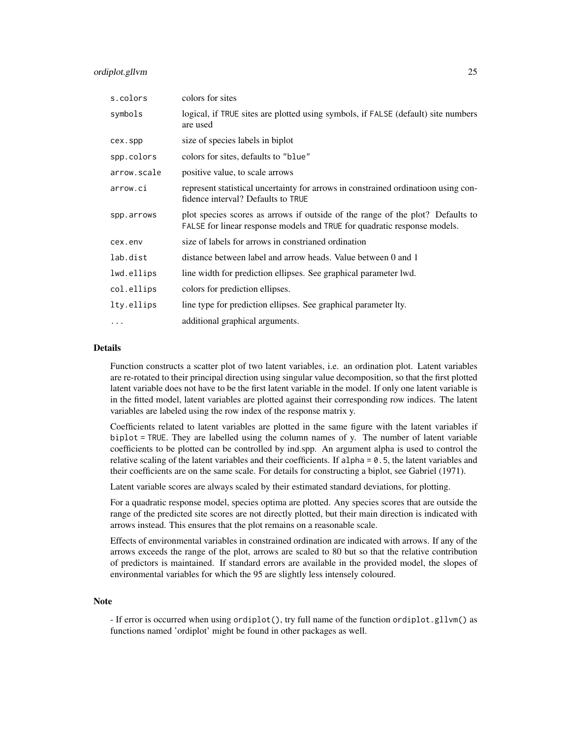| | |
|---|---|
| `s.colors` | colors for sites |
| `symbols` | logical, if `TRUE` sites are plotted using symbols, if `FALSE` (default) site numbers are used |
| `cex.spp` | size of species labels in biplot |
| `spp.colors` | colors for sites, defaults to `"blue"` |
| `arrow.scale` | positive value, to scale arrows |
| `arrow.ci` | represent statistical uncertainty for arrows in constrained ordinatioon using confidence interval? Defaults to `TRUE` |
| `spp.arrows` | plot species scores as arrows if outside of the range of the plot? Defaults to `FALSE` for linear response models and `TRUE` for quadratic response models. |
| `cex.env` | size of labels for arrows in constrianed ordination |
| `lab.dist` | distance between label and arrow heads. Value between 0 and 1 |
| `lwd.ellips` | line width for prediction ellipses. See graphical parameter lwd. |
| `col.ellips` | colors for prediction ellipses. |
| `lty.ellips` | line type for prediction ellipses. See graphical parameter lty. |
| `...` | additional graphical arguments. |

## Details

Function constructs a scatter plot of two latent variables, i.e. an ordination plot. Latent variables are re-rotated to their principal direction using singular value decomposition, so that the first plotted latent variable does not have to be the first latent variable in the model. If only one latent variable is in the fitted model, latent variables are plotted against their corresponding row indices. The latent variables are labeled using the row index of the response matrix y.

Coefficients related to latent variables are plotted in the same figure with the latent variables if `biplot = TRUE`. They are labelled using the column names of y. The number of latent variable coefficients to be plotted can be controlled by ind.spp. An argument alpha is used to control the relative scaling of the latent variables and their coefficients. If `alpha = 0.5`, the latent variables and their coefficients are on the same scale. For details for constructing a biplot, see Gabriel (1971).

Latent variable scores are always scaled by their estimated standard deviations, for plotting.

For a quadratic response model, species optima are plotted. Any species scores that are outside the range of the predicted site scores are not directly plotted, but their main direction is indicated with arrows instead. This ensures that the plot remains on a reasonable scale.

Effects of environmental variables in constrained ordination are indicated with arrows. If any of the arrows exceeds the range of the plot, arrows are scaled to 80 but so that the relative contribution of predictors is maintained. If standard errors are available in the provided model, the slopes of environmental variables for which the 95 are slightly less intensely coloured.

## Note

- If error is occurred when using `ordiplot()`, try full name of the function `ordiplot.gllvm()` as functions named 'ordiplot' might be found in other packages as well.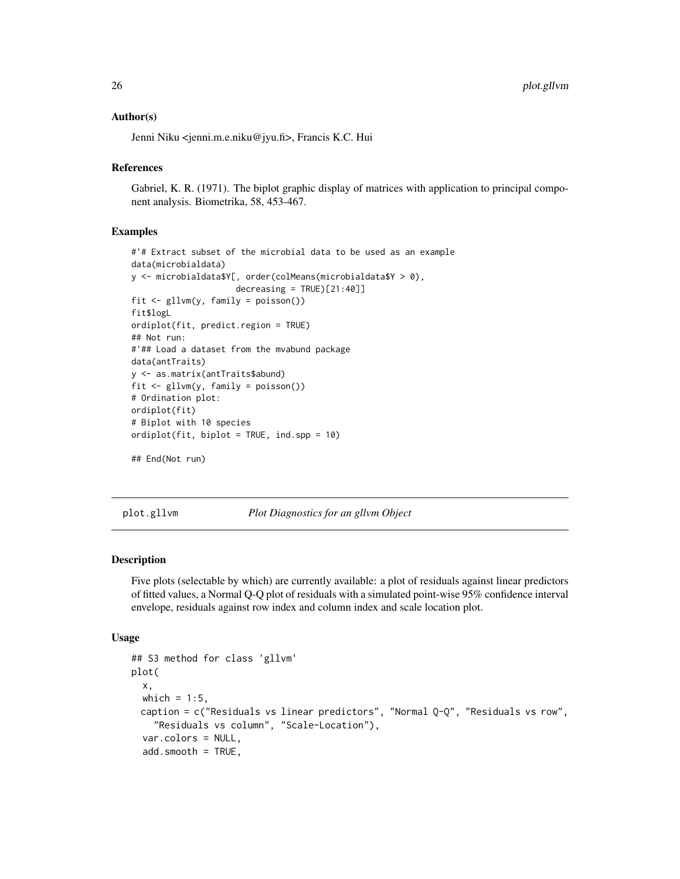### Author(s)

Jenni Niku <jenni.m.e.niku@jyu.fi>, Francis K.C. Hui

### References

Gabriel, K. R. (1971). The biplot graphic display of matrices with application to principal component analysis. Biometrika, 58, 453-467.

### Examples

```
#'# Extract subset of the microbial data to be used as an example
data(microbialdata)
y <- microbialdata$Y[, order(colMeans(microbialdata$Y > 0),
                     decreasing = TRUE)[21:40]]
fit <- gllvm(y, family = poisson())
fit$logL
ordiplot(fit, predict.region = TRUE)
## Not run:
#'## Load a dataset from the mvabund package
data(antTraits)
y <- as.matrix(antTraits$abund)
fit <- gllvm(y, family = poisson())
# Ordination plot:
ordiplot(fit)
# Biplot with 10 species
ordiplot(fit, biplot = TRUE, ind.spp = 10)

## End(Not run)
```

---

## plot.gllvm — *Plot Diagnostics for an gllvm Object*

### Description

Five plots (selectable by which) are currently available: a plot of residuals against linear predictors of fitted values, a Normal Q-Q plot of residuals with a simulated point-wise 95% confidence interval envelope, residuals against row index and column index and scale location plot.

### Usage

```
## S3 method for class 'gllvm'
plot(
  x,
  which = 1:5,
  caption = c("Residuals vs linear predictors", "Normal Q-Q", "Residuals vs row",
    "Residuals vs column", "Scale-Location"),
  var.colors = NULL,
  add.smooth = TRUE,
```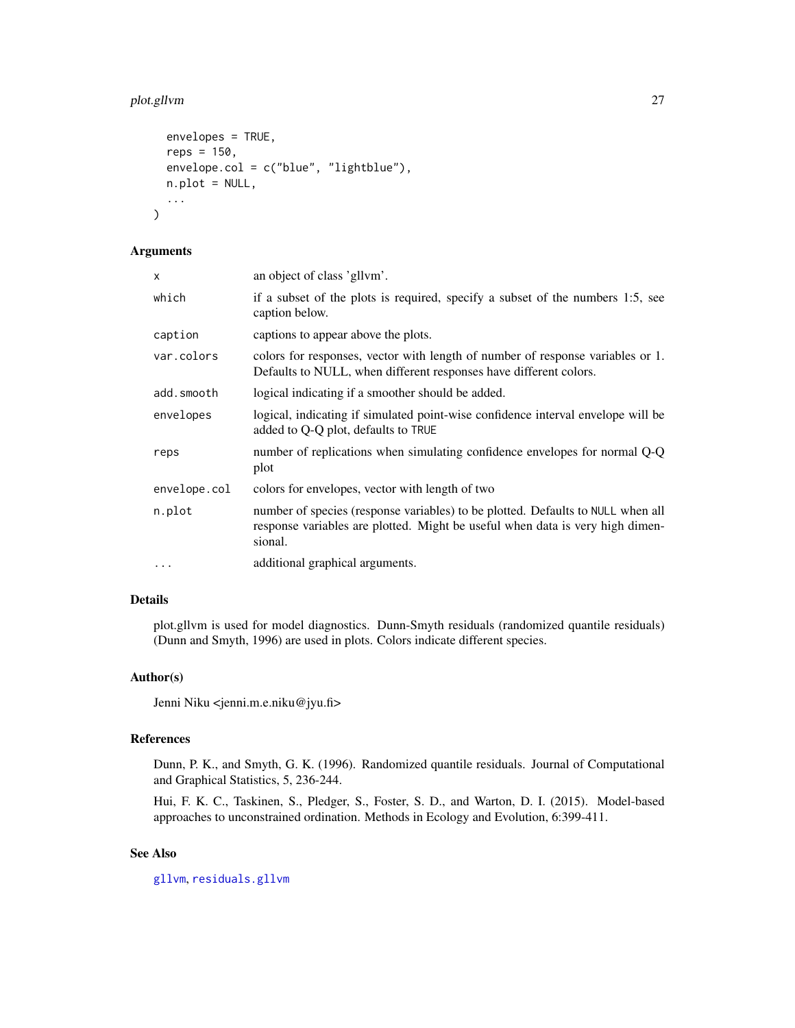```
  envelopes = TRUE,
  reps = 150,
  envelope.col = c("blue", "lightblue"),
  n.plot = NULL,
  ...
)
```

## Arguments

| Argument | Description |
|---|---|
| `x` | an object of class 'gllvm'. |
| `which` | if a subset of the plots is required, specify a subset of the numbers 1:5, see caption below. |
| `caption` | captions to appear above the plots. |
| `var.colors` | colors for responses, vector with length of number of response variables or 1. Defaults to NULL, when different responses have different colors. |
| `add.smooth` | logical indicating if a smoother should be added. |
| `envelopes` | logical, indicating if simulated point-wise confidence interval envelope will be added to Q-Q plot, defaults to `TRUE` |
| `reps` | number of replications when simulating confidence envelopes for normal Q-Q plot |
| `envelope.col` | colors for envelopes, vector with length of two |
| `n.plot` | number of species (response variables) to be plotted. Defaults to `NULL` when all response variables are plotted. Might be useful when data is very high dimensional. |
| `...` | additional graphical arguments. |

## Details

plot.gllvm is used for model diagnostics. Dunn-Smyth residuals (randomized quantile residuals) (Dunn and Smyth, 1996) are used in plots. Colors indicate different species.

## Author(s)

Jenni Niku <jenni.m.e.niku@jyu.fi>

## References

Dunn, P. K., and Smyth, G. K. (1996). Randomized quantile residuals. Journal of Computational and Graphical Statistics, 5, 236-244.

Hui, F. K. C., Taskinen, S., Pledger, S., Foster, S. D., and Warton, D. I. (2015). Model-based approaches to unconstrained ordination. Methods in Ecology and Evolution, 6:399-411.

## See Also

`gllvm`, `residuals.gllvm`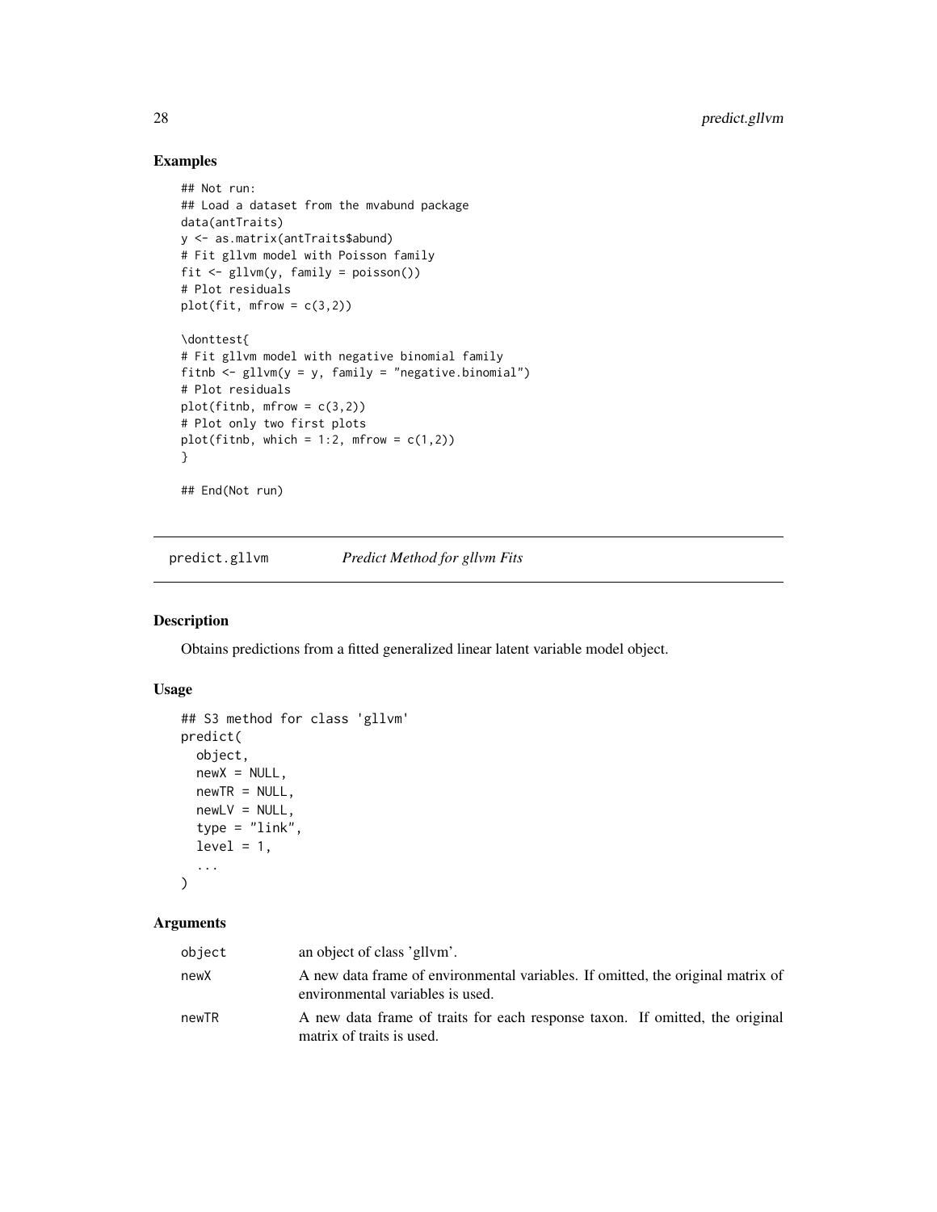## Examples

```
## Not run:
## Load a dataset from the mvabund package
data(antTraits)
y <- as.matrix(antTraits$abund)
# Fit gllvm model with Poisson family
fit <- gllvm(y, family = poisson())
# Plot residuals
plot(fit, mfrow = c(3,2))

\donttest{
# Fit gllvm model with negative binomial family
fitnb <- gllvm(y = y, family = "negative.binomial")
# Plot residuals
plot(fitnb, mfrow = c(3,2))
# Plot only two first plots
plot(fitnb, which = 1:2, mfrow = c(1,2))
}

## End(Not run)
```

---

predict.gllvm &nbsp;&nbsp;&nbsp;&nbsp; *Predict Method for gllvm Fits*

---

## Description

Obtains predictions from a fitted generalized linear latent variable model object.

## Usage

```
## S3 method for class 'gllvm'
predict(
  object,
  newX = NULL,
  newTR = NULL,
  newLV = NULL,
  type = "link",
  level = 1,
  ...
)
```

## Arguments

| | |
|---|---|
| object | an object of class 'gllvm'. |
| newX | A new data frame of environmental variables. If omitted, the original matrix of environmental variables is used. |
| newTR | A new data frame of traits for each response taxon. If omitted, the original matrix of traits is used. |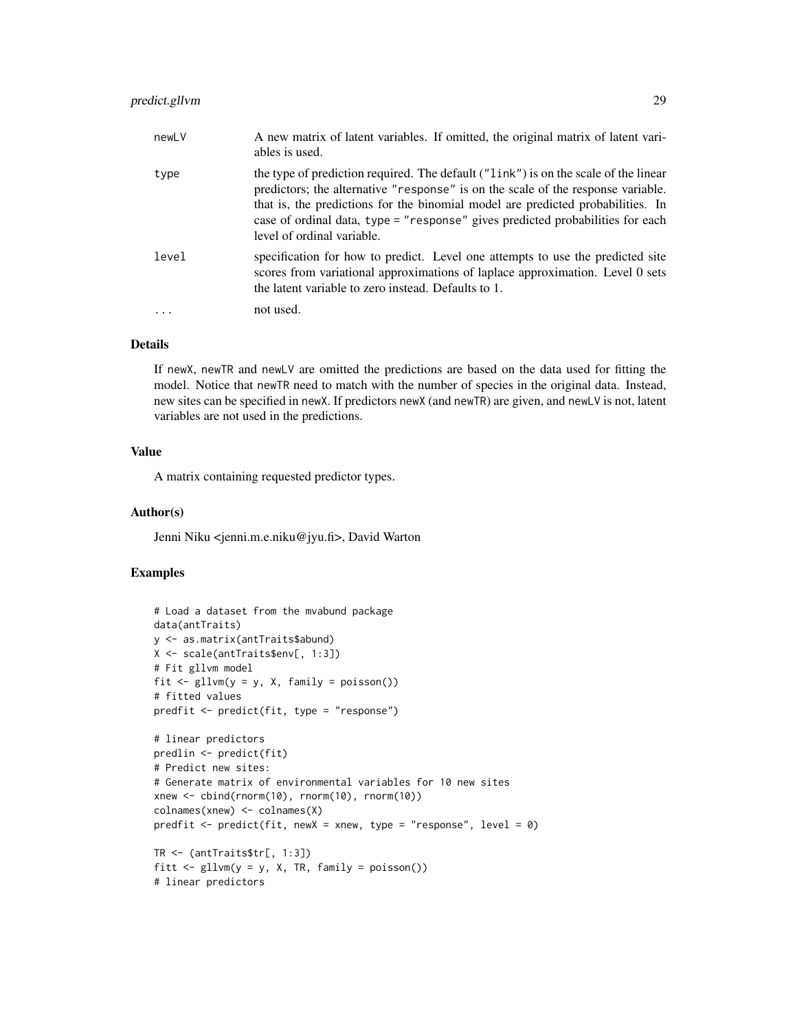| | |
|---|---|
| newLV | A new matrix of latent variables. If omitted, the original matrix of latent variables is used. |
| type | the type of prediction required. The default ("link") is on the scale of the linear predictors; the alternative "response" is on the scale of the response variable. that is, the predictions for the binomial model are predicted probabilities. In case of ordinal data, type = "response" gives predicted probabilities for each level of ordinal variable. |
| level | specification for how to predict. Level one attempts to use the predicted site scores from variational approximations of laplace approximation. Level 0 sets the latent variable to zero instead. Defaults to 1. |
| ... | not used. |

## Details

If newX, newTR and newLV are omitted the predictions are based on the data used for fitting the model. Notice that newTR need to match with the number of species in the original data. Instead, new sites can be specified in newX. If predictors newX (and newTR) are given, and newLV is not, latent variables are not used in the predictions.

## Value

A matrix containing requested predictor types.

## Author(s)

Jenni Niku <jenni.m.e.niku@jyu.fi>, David Warton

## Examples

```
# Load a dataset from the mvabund package
data(antTraits)
y <- as.matrix(antTraits$abund)
X <- scale(antTraits$env[, 1:3])
# Fit gllvm model
fit <- gllvm(y = y, X, family = poisson())
# fitted values
predfit <- predict(fit, type = "response")

# linear predictors
predlin <- predict(fit)
# Predict new sites:
# Generate matrix of environmental variables for 10 new sites
xnew <- cbind(rnorm(10), rnorm(10), rnorm(10))
colnames(xnew) <- colnames(X)
predfit <- predict(fit, newX = xnew, type = "response", level = 0)

TR <- (antTraits$tr[, 1:3])
fitt <- gllvm(y = y, X, TR, family = poisson())
# linear predictors
```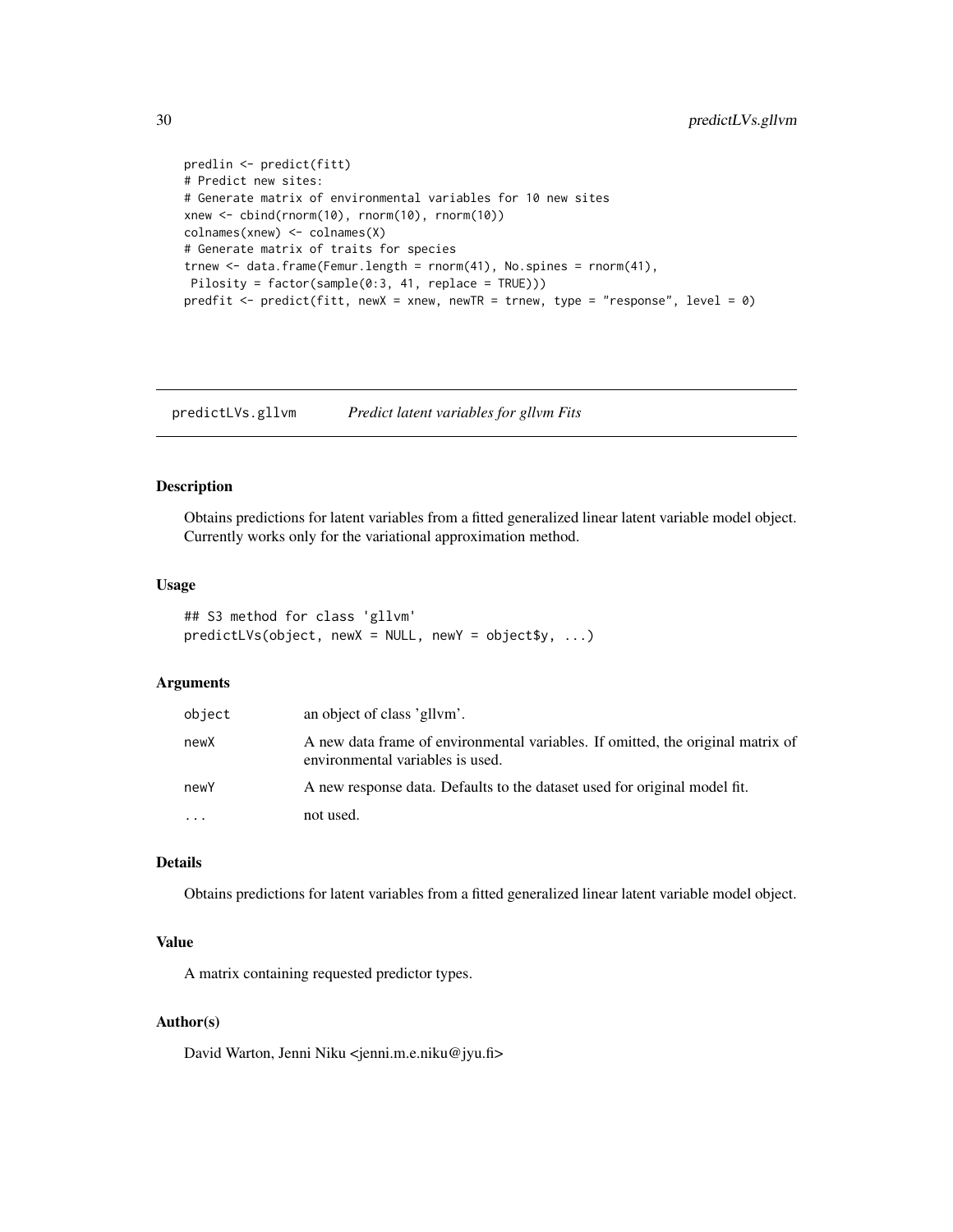```
predlin <- predict(fitt)
# Predict new sites:
# Generate matrix of environmental variables for 10 new sites
xnew <- cbind(rnorm(10), rnorm(10), rnorm(10))
colnames(xnew) <- colnames(X)
# Generate matrix of traits for species
trnew <- data.frame(Femur.length = rnorm(41), No.spines = rnorm(41),
 Pilosity = factor(sample(0:3, 41, replace = TRUE)))
predfit <- predict(fitt, newX = xnew, newTR = trnew, type = "response", level = 0)
```

---

## predictLVs.gllvm — *Predict latent variables for gllvm Fits*

### Description

Obtains predictions for latent variables from a fitted generalized linear latent variable model object. Currently works only for the variational approximation method.

### Usage

```
## S3 method for class 'gllvm'
predictLVs(object, newX = NULL, newY = object$y, ...)
```

### Arguments

| | |
|---|---|
| `object` | an object of class 'gllvm'. |
| `newX` | A new data frame of environmental variables. If omitted, the original matrix of environmental variables is used. |
| `newY` | A new response data. Defaults to the dataset used for original model fit. |
| `...` | not used. |

### Details

Obtains predictions for latent variables from a fitted generalized linear latent variable model object.

### Value

A matrix containing requested predictor types.

### Author(s)

David Warton, Jenni Niku <jenni.m.e.niku@jyu.fi>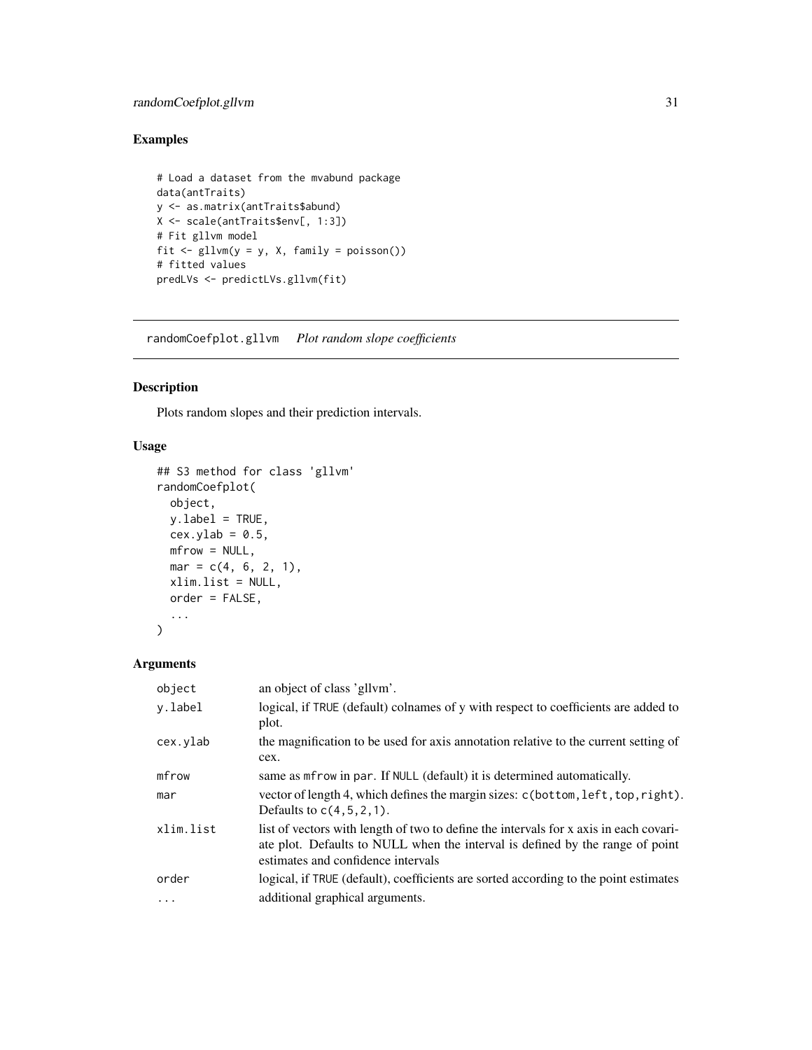## Examples

```
# Load a dataset from the mvabund package
data(antTraits)
y <- as.matrix(antTraits$abund)
X <- scale(antTraits$env[, 1:3])
# Fit gllvm model
fit <- gllvm(y = y, X, family = poisson())
# fitted values
predLVs <- predictLVs.gllvm(fit)
```

---

# randomCoefplot.gllvm *Plot random slope coefficients*

---

## Description

Plots random slopes and their prediction intervals.

## Usage

```
## S3 method for class 'gllvm'
randomCoefplot(
  object,
  y.label = TRUE,
  cex.ylab = 0.5,
  mfrow = NULL,
  mar = c(4, 6, 2, 1),
  xlim.list = NULL,
  order = FALSE,
  ...
)
```

## Arguments

| | |
|---|---|
| `object` | an object of class 'gllvm'. |
| `y.label` | logical, if TRUE (default) colnames of y with respect to coefficients are added to plot. |
| `cex.ylab` | the magnification to be used for axis annotation relative to the current setting of cex. |
| `mfrow` | same as `mfrow` in `par`. If `NULL` (default) it is determined automatically. |
| `mar` | vector of length 4, which defines the margin sizes: `c(bottom,left,top,right)`. Defaults to `c(4,5,2,1)`. |
| `xlim.list` | list of vectors with length of two to define the intervals for x axis in each covariate plot. Defaults to NULL when the interval is defined by the range of point estimates and confidence intervals |
| `order` | logical, if TRUE (default), coefficients are sorted according to the point estimates |
| `...` | additional graphical arguments. |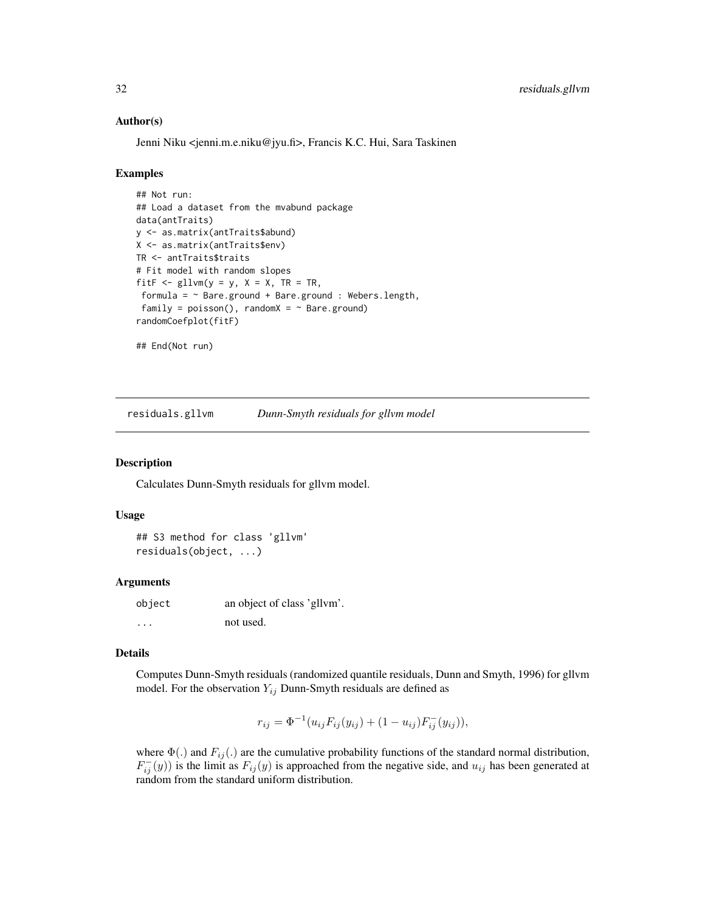## Author(s)

Jenni Niku <jenni.m.e.niku@jyu.fi>, Francis K.C. Hui, Sara Taskinen

## Examples

```
## Not run:
## Load a dataset from the mvabund package
data(antTraits)
y <- as.matrix(antTraits$abund)
X <- as.matrix(antTraits$env)
TR <- antTraits$traits
# Fit model with random slopes
fitF <- gllvm(y = y, X = X, TR = TR,
 formula = ~ Bare.ground + Bare.ground : Webers.length,
 family = poisson(), randomX = ~ Bare.ground)
randomCoefplot(fitF)

## End(Not run)
```

---

# residuals.gllvm    *Dunn-Smyth residuals for gllvm model*

## Description

Calculates Dunn-Smyth residuals for gllvm model.

## Usage

```
## S3 method for class 'gllvm'
residuals(object, ...)
```

## Arguments

| | |
|---|---|
| object | an object of class 'gllvm'. |
| ... | not used. |

## Details

Computes Dunn-Smyth residuals (randomized quantile residuals, Dunn and Smyth, 1996) for gllvm model. For the observation $Y_{ij}$ Dunn-Smyth residuals are defined as

$$r_{ij} = \Phi^{-1}(u_{ij}F_{ij}(y_{ij}) + (1 - u_{ij})F_{ij}^{-}(y_{ij})),$$

where $\Phi(.)$ and $F_{ij}(.)$ are the cumulative probability functions of the standard normal distribution, $F_{ij}^{-}(y))$ is the limit as $F_{ij}(y)$ is approached from the negative side, and $u_{ij}$ has been generated at random from the standard uniform distribution.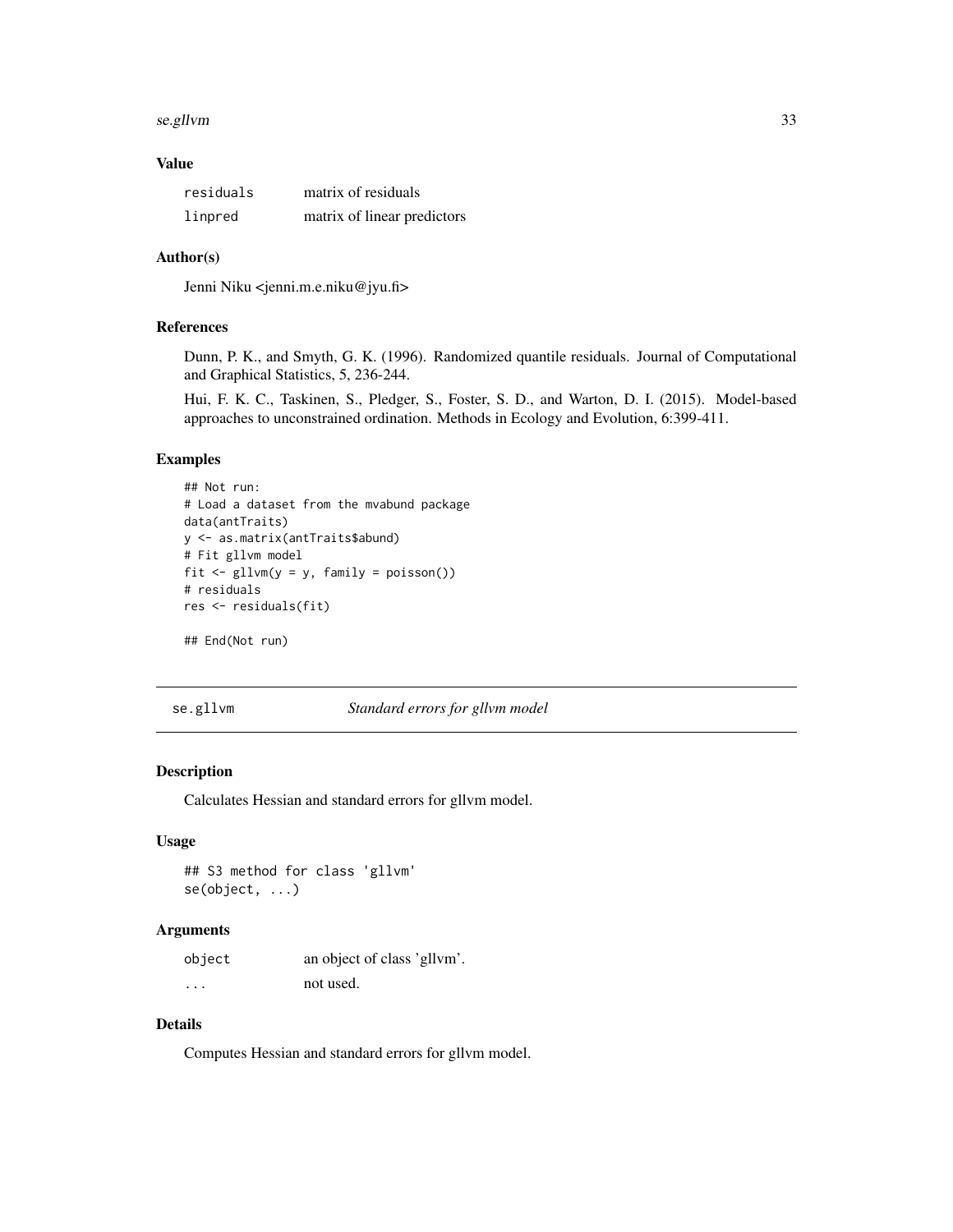### Value

| | |
|---|---|
| `residuals` | matrix of residuals |
| `linpred` | matrix of linear predictors |

### Author(s)

Jenni Niku <jenni.m.e.niku@jyu.fi>

### References

Dunn, P. K., and Smyth, G. K. (1996). Randomized quantile residuals. Journal of Computational and Graphical Statistics, 5, 236-244.

Hui, F. K. C., Taskinen, S., Pledger, S., Foster, S. D., and Warton, D. I. (2015). Model-based approaches to unconstrained ordination. Methods in Ecology and Evolution, 6:399-411.

### Examples

```
## Not run:
# Load a dataset from the mvabund package
data(antTraits)
y <- as.matrix(antTraits$abund)
# Fit gllvm model
fit <- gllvm(y = y, family = poisson())
# residuals
res <- residuals(fit)

## End(Not run)
```

---

## se.gllvm    *Standard errors for gllvm model*

---

### Description

Calculates Hessian and standard errors for gllvm model.

### Usage

```
## S3 method for class 'gllvm'
se(object, ...)
```

### Arguments

| | |
|---|---|
| `object` | an object of class 'gllvm'. |
| `...` | not used. |

### Details

Computes Hessian and standard errors for gllvm model.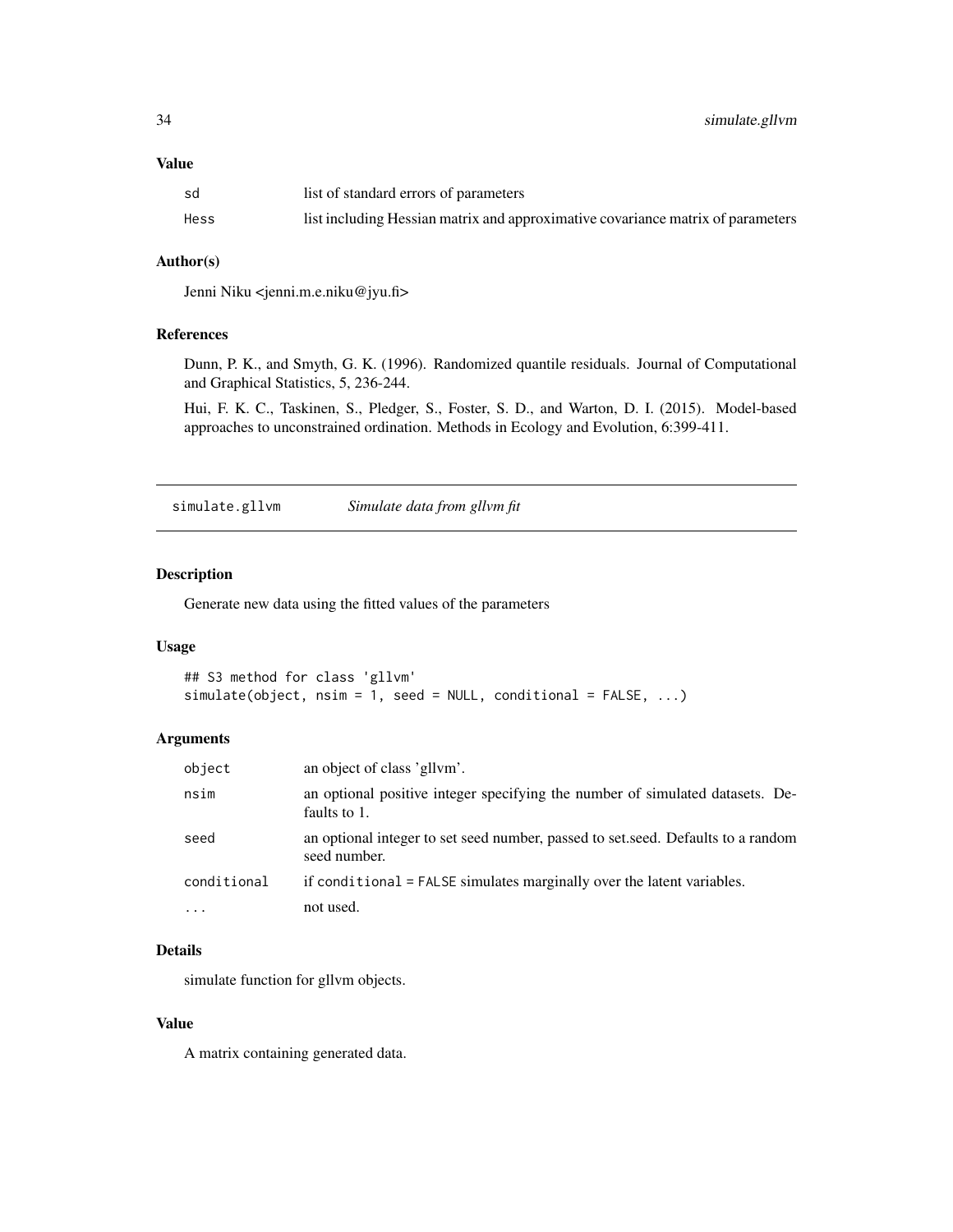### Value

| | |
|---|---|
| sd | list of standard errors of parameters |
| Hess | list including Hessian matrix and approximative covariance matrix of parameters |

### Author(s)

Jenni Niku <jenni.m.e.niku@jyu.fi>

### References

Dunn, P. K., and Smyth, G. K. (1996). Randomized quantile residuals. Journal of Computational and Graphical Statistics, 5, 236-244.

Hui, F. K. C., Taskinen, S., Pledger, S., Foster, S. D., and Warton, D. I. (2015). Model-based approaches to unconstrained ordination. Methods in Ecology and Evolution, 6:399-411.

---

## simulate.gllvm — *Simulate data from gllvm fit*

---

### Description

Generate new data using the fitted values of the parameters

### Usage

```
## S3 method for class 'gllvm'
simulate(object, nsim = 1, seed = NULL, conditional = FALSE, ...)
```

### Arguments

| | |
|---|---|
| object | an object of class 'gllvm'. |
| nsim | an optional positive integer specifying the number of simulated datasets. Defaults to 1. |
| seed | an optional integer to set seed number, passed to set.seed. Defaults to a random seed number. |
| conditional | if conditional = FALSE simulates marginally over the latent variables. |
| ... | not used. |

### Details

simulate function for gllvm objects.

### Value

A matrix containing generated data.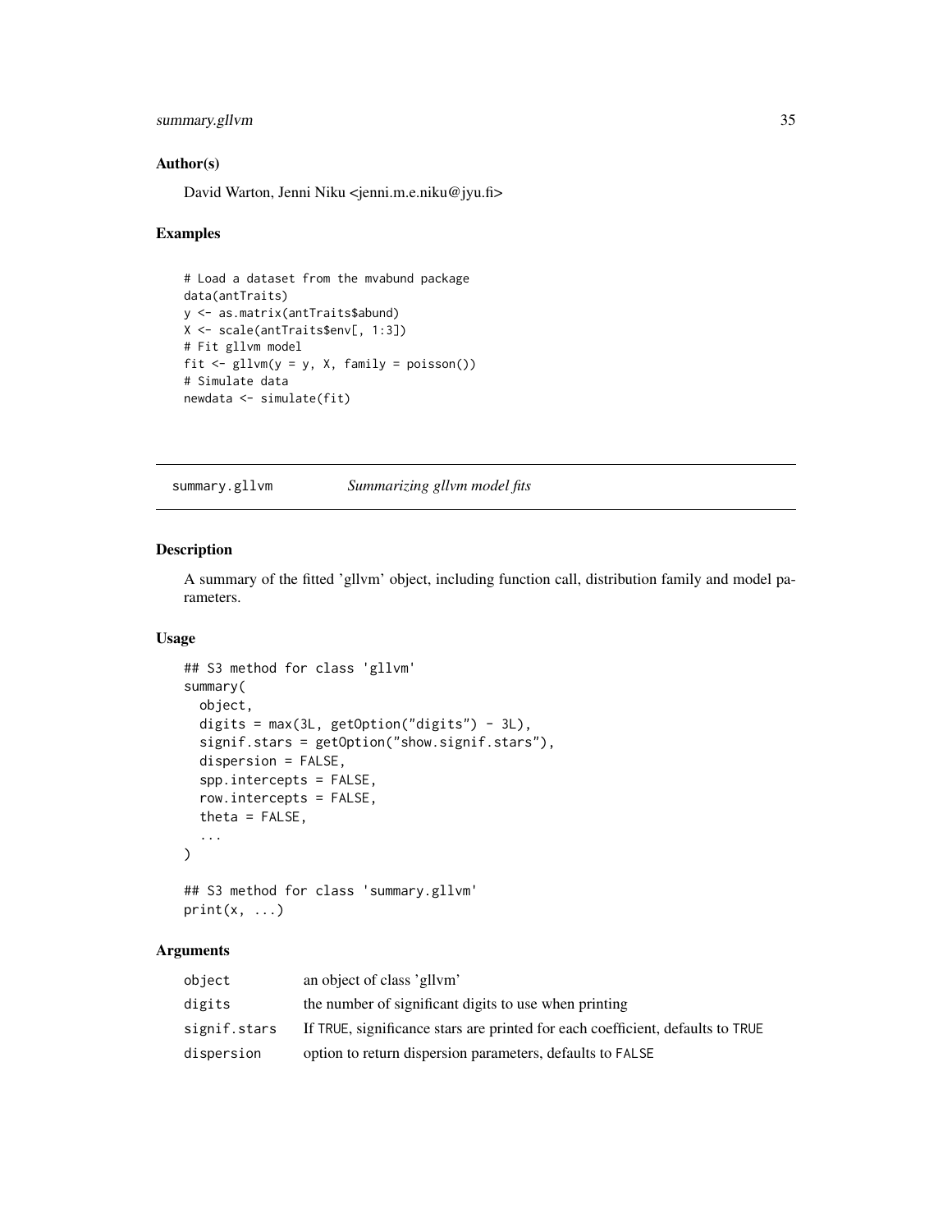## Author(s)

David Warton, Jenni Niku <jenni.m.e.niku@jyu.fi>

## Examples

```
# Load a dataset from the mvabund package
data(antTraits)
y <- as.matrix(antTraits$abund)
X <- scale(antTraits$env[, 1:3])
# Fit gllvm model
fit <- gllvm(y = y, X, family = poisson())
# Simulate data
newdata <- simulate(fit)
```

---

# summary.gllvm *Summarizing gllvm model fits*

---

## Description

A summary of the fitted 'gllvm' object, including function call, distribution family and model parameters.

## Usage

```
## S3 method for class 'gllvm'
summary(
  object,
  digits = max(3L, getOption("digits") - 3L),
  signif.stars = getOption("show.signif.stars"),
  dispersion = FALSE,
  spp.intercepts = FALSE,
  row.intercepts = FALSE,
  theta = FALSE,
  ...
)

## S3 method for class 'summary.gllvm'
print(x, ...)
```

## Arguments

| | |
|---|---|
| `object` | an object of class 'gllvm' |
| `digits` | the number of significant digits to use when printing |
| `signif.stars` | If `TRUE`, significance stars are printed for each coefficient, defaults to `TRUE` |
| `dispersion` | option to return dispersion parameters, defaults to `FALSE` |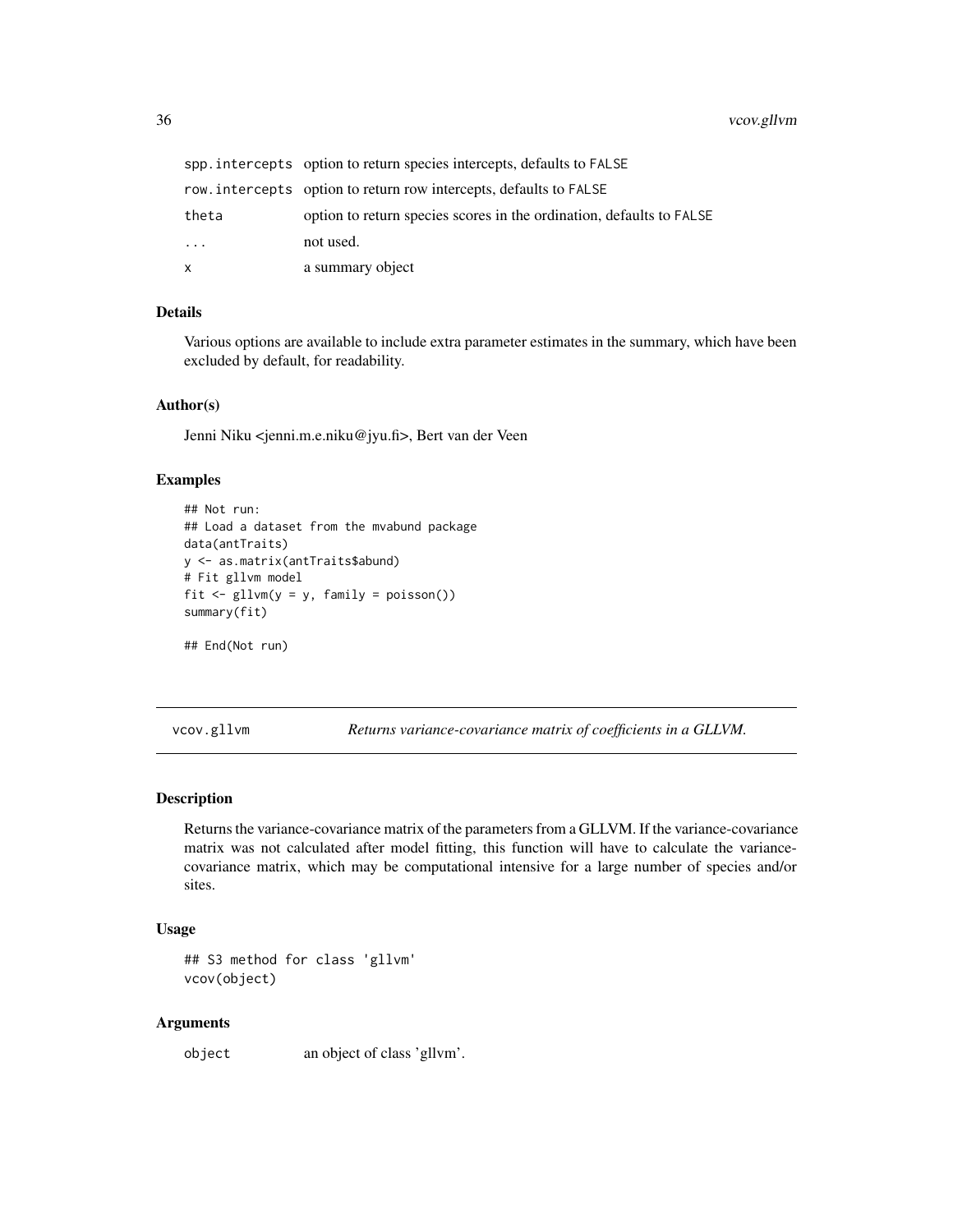| | |
|---|---|
| spp.intercepts | option to return species intercepts, defaults to FALSE |
| row.intercepts | option to return row intercepts, defaults to FALSE |
| theta | option to return species scores in the ordination, defaults to FALSE |
| ... | not used. |
| x | a summary object |

### Details

Various options are available to include extra parameter estimates in the summary, which have been excluded by default, for readability.

### Author(s)

Jenni Niku <jenni.m.e.niku@jyu.fi>, Bert van der Veen

### Examples

```
## Not run:
## Load a dataset from the mvabund package
data(antTraits)
y <- as.matrix(antTraits$abund)
# Fit gllvm model
fit <- gllvm(y = y, family = poisson())
summary(fit)

## End(Not run)
```

---

## vcov.gllvm — *Returns variance-covariance matrix of coefficients in a GLLVM.*

### Description

Returns the variance-covariance matrix of the parameters from a GLLVM. If the variance-covariance matrix was not calculated after model fitting, this function will have to calculate the variance-covariance matrix, which may be computational intensive for a large number of species and/or sites.

### Usage

```
## S3 method for class 'gllvm'
vcov(object)
```

### Arguments

| | |
|---|---|
| object | an object of class 'gllvm'. |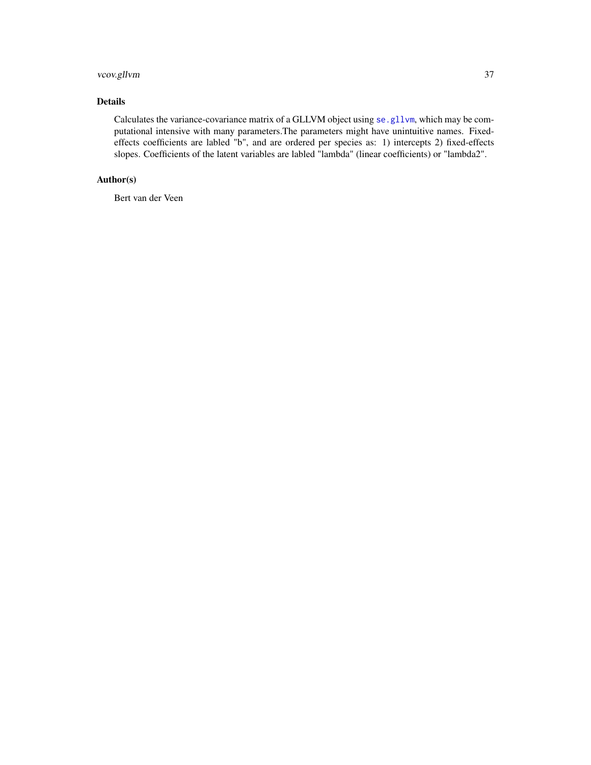## Details

Calculates the variance-covariance matrix of a GLLVM object using `se.gllvm`, which may be computational intensive with many parameters.The parameters might have unintuitive names. Fixed-effects coefficients are labled "b", and are ordered per species as: 1) intercepts 2) fixed-effects slopes. Coefficients of the latent variables are labled "lambda" (linear coefficients) or "lambda2".

## Author(s)

Bert van der Veen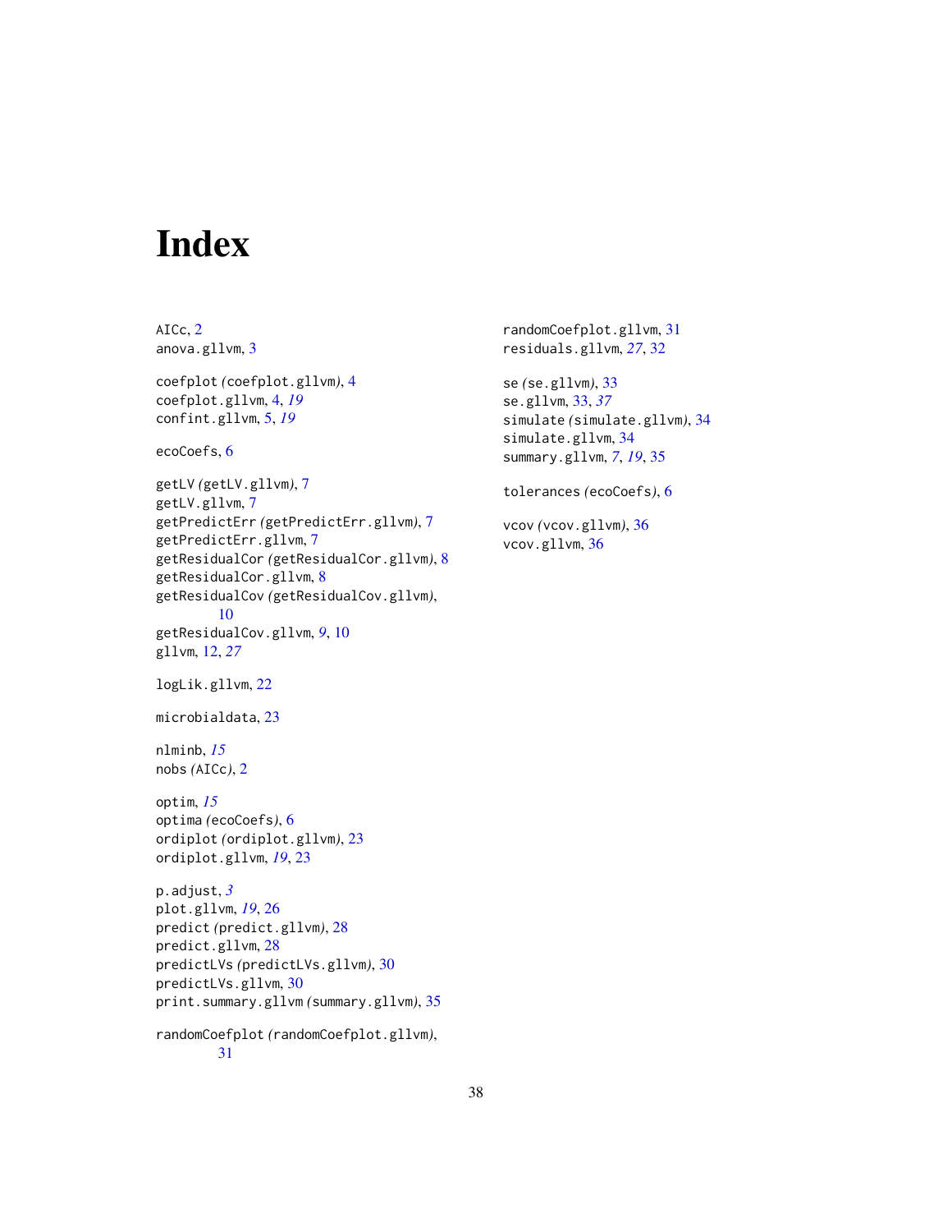# Index

AICc, 2
anova.gllvm, 3

coefplot (coefplot.gllvm), 4
coefplot.gllvm, 4, *19*
confint.gllvm, 5, *19*

ecoCoefs, 6

getLV (getLV.gllvm), 7
getLV.gllvm, 7
getPredictErr (getPredictErr.gllvm), 7
getPredictErr.gllvm, 7
getResidualCor (getResidualCor.gllvm), 8
getResidualCor.gllvm, 8
getResidualCov (getResidualCov.gllvm), 10
getResidualCov.gllvm, *9*, 10
gllvm, 12, *27*

logLik.gllvm, 22

microbialdata, 23

nlminb, *15*
nobs (AICc), 2

optim, *15*
optima (ecoCoefs), 6
ordiplot (ordiplot.gllvm), 23
ordiplot.gllvm, *19*, 23

p.adjust, *3*
plot.gllvm, *19*, 26
predict (predict.gllvm), 28
predict.gllvm, 28
predictLVs (predictLVs.gllvm), 30
predictLVs.gllvm, 30
print.summary.gllvm (summary.gllvm), 35

randomCoefplot (randomCoefplot.gllvm), 31
randomCoefplot.gllvm, 31
residuals.gllvm, *27*, 32

se (se.gllvm), 33
se.gllvm, 33, *37*
simulate (simulate.gllvm), 34
simulate.gllvm, 34
summary.gllvm, *7*, *19*, 35

tolerances (ecoCoefs), 6

vcov (vcov.gllvm), 36
vcov.gllvm, 36